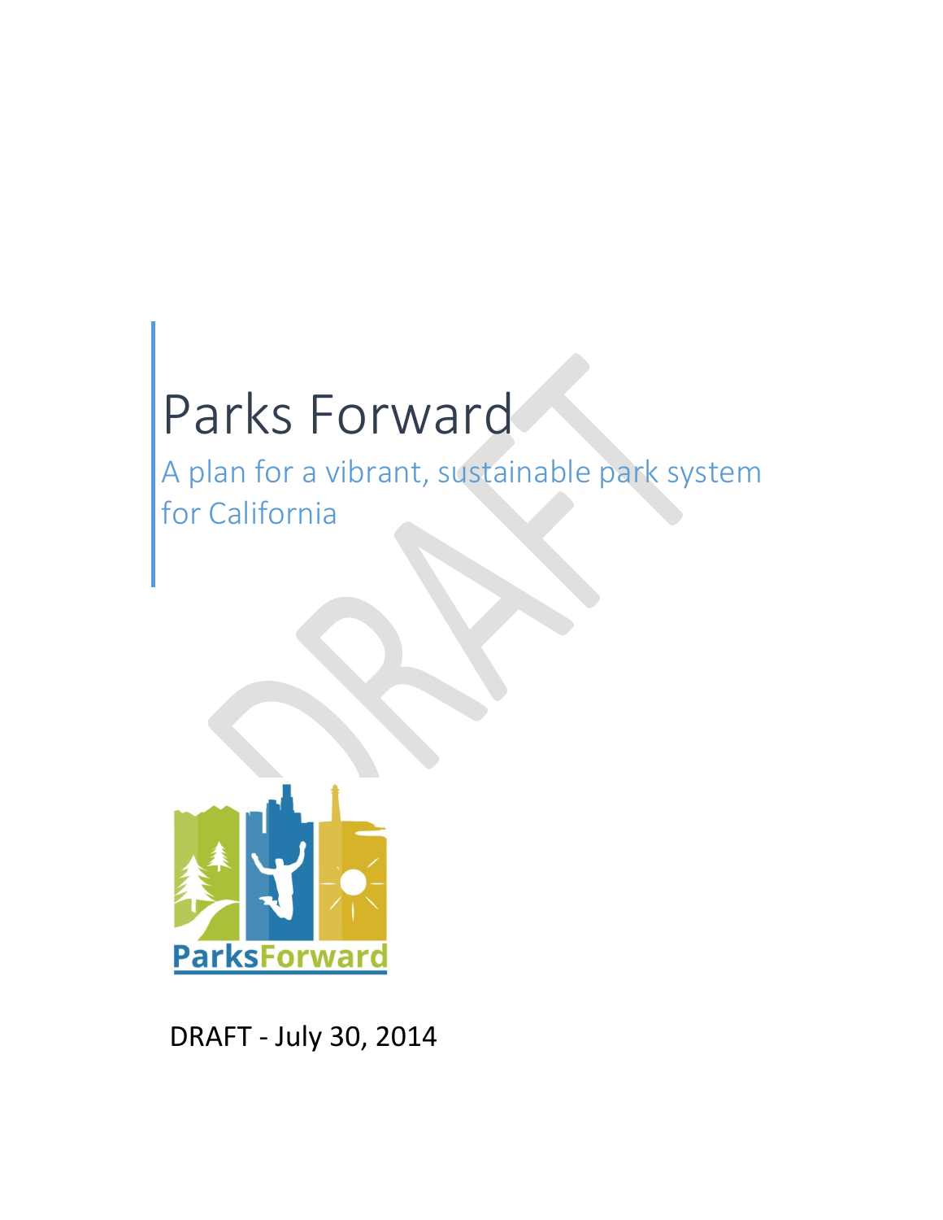# Parks Forward

## A plan for a vibrant, sustainable park system for California

DRAFT - July 30, 2014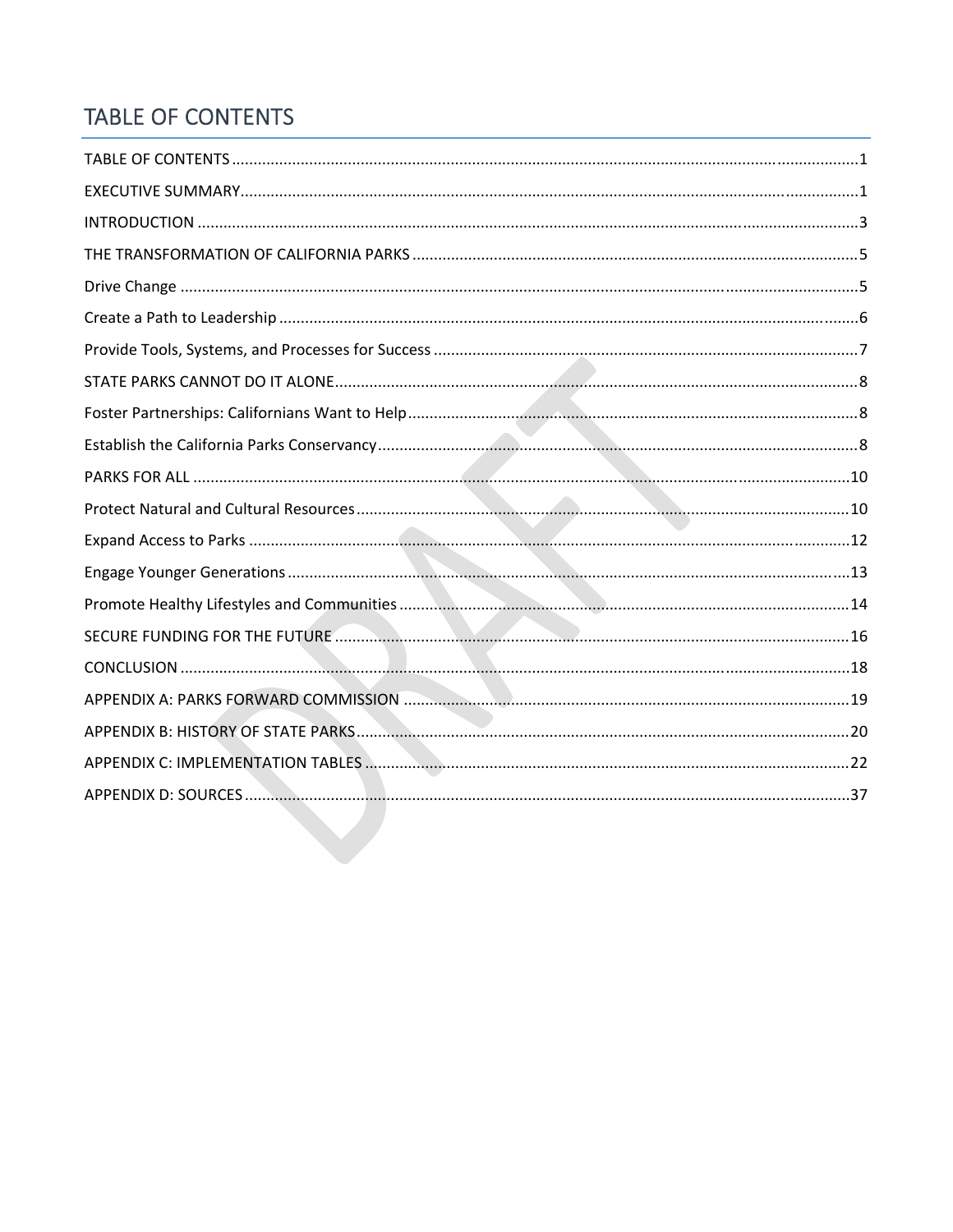# TABLE OF CONTENTS

TABLE OF CONTENTS ....................................................................................................................................1

EXECUTIVE SUMMARY...............................................................................................................................1

INTRODUCTION ........................................................................................................................................3

THE TRANSFORMATION OF CALIFORNIA PARKS .......................................................................................5

Drive Change ............................................................................................................................................5

Create a Path to Leadership ......................................................................................................................6

Provide Tools, Systems, and Processes for Success ...................................................................................7

STATE PARKS CANNOT DO IT ALONE.........................................................................................................8

Foster Partnerships: Californians Want to Help........................................................................................8

Establish the California Parks Conservancy...............................................................................................8

PARKS FOR ALL ........................................................................................................................................10

Protect Natural and Cultural Resources...................................................................................................10

Expand Access to Parks ...........................................................................................................................12

Engage Younger Generations..................................................................................................................13

Promote Healthy Lifestyles and Communities .........................................................................................14

SECURE FUNDING FOR THE FUTURE .......................................................................................................16

CONCLUSION ..........................................................................................................................................18

APPENDIX A: PARKS FORWARD COMMISSION .......................................................................................19

APPENDIX B: HISTORY OF STATE PARKS..................................................................................................20

APPENDIX C: IMPLEMENTATION TABLES .................................................................................................22

APPENDIX D: SOURCES............................................................................................................................37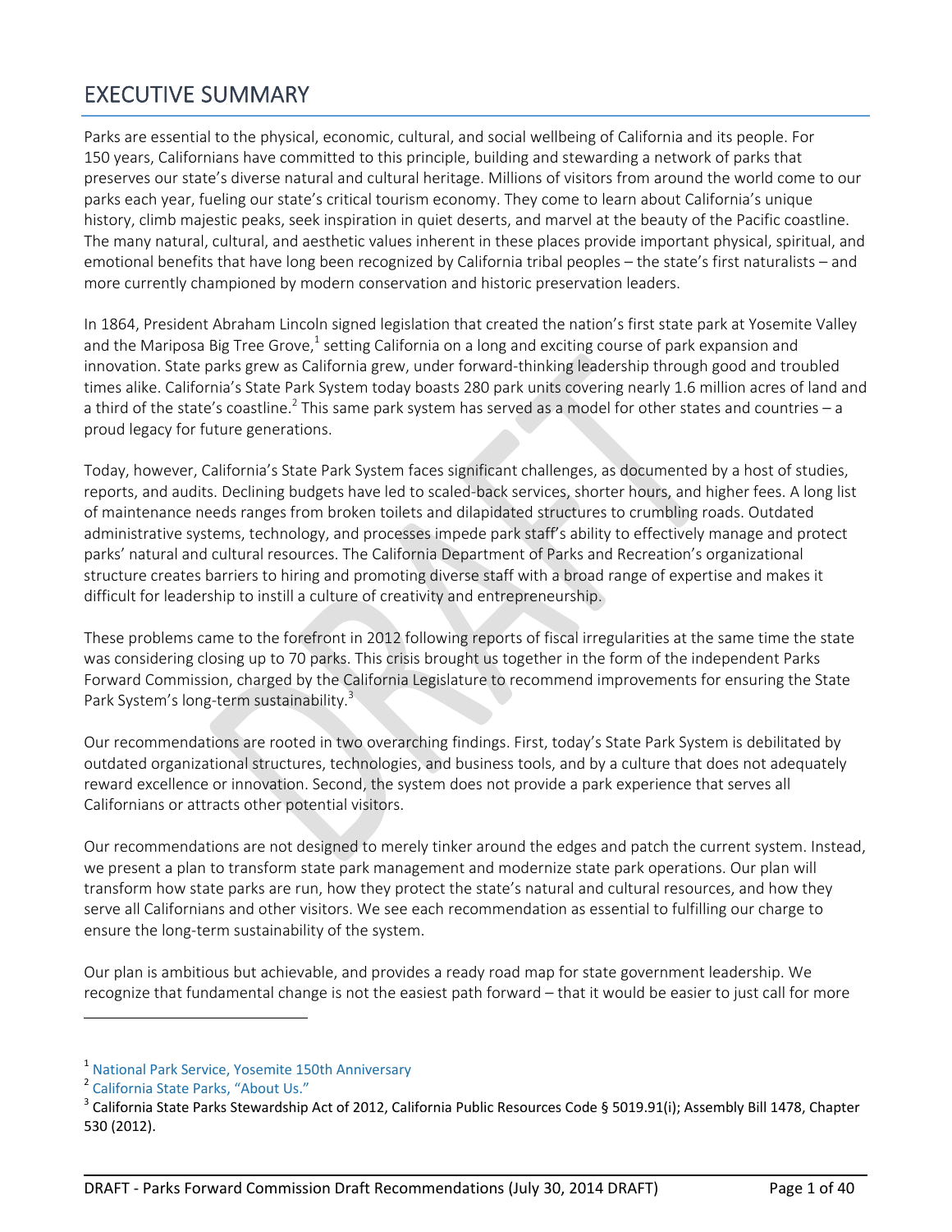# EXECUTIVE SUMMARY

Parks are essential to the physical, economic, cultural, and social wellbeing of California and its people. For 150 years, Californians have committed to this principle, building and stewarding a network of parks that preserves our state's diverse natural and cultural heritage. Millions of visitors from around the world come to our parks each year, fueling our state's critical tourism economy. They come to learn about California's unique history, climb majestic peaks, seek inspiration in quiet deserts, and marvel at the beauty of the Pacific coastline. The many natural, cultural, and aesthetic values inherent in these places provide important physical, spiritual, and emotional benefits that have long been recognized by California tribal peoples – the state's first naturalists – and more currently championed by modern conservation and historic preservation leaders.

In 1864, President Abraham Lincoln signed legislation that created the nation's first state park at Yosemite Valley and the Mariposa Big Tree Grove,[1] setting California on a long and exciting course of park expansion and innovation. State parks grew as California grew, under forward-thinking leadership through good and troubled times alike. California's State Park System today boasts 280 park units covering nearly 1.6 million acres of land and a third of the state's coastline.[2] This same park system has served as a model for other states and countries – a proud legacy for future generations.

Today, however, California's State Park System faces significant challenges, as documented by a host of studies, reports, and audits. Declining budgets have led to scaled-back services, shorter hours, and higher fees. A long list of maintenance needs ranges from broken toilets and dilapidated structures to crumbling roads. Outdated administrative systems, technology, and processes impede park staff's ability to effectively manage and protect parks' natural and cultural resources. The California Department of Parks and Recreation's organizational structure creates barriers to hiring and promoting diverse staff with a broad range of expertise and makes it difficult for leadership to instill a culture of creativity and entrepreneurship.

These problems came to the forefront in 2012 following reports of fiscal irregularities at the same time the state was considering closing up to 70 parks. This crisis brought us together in the form of the independent Parks Forward Commission, charged by the California Legislature to recommend improvements for ensuring the State Park System's long-term sustainability.[3]

Our recommendations are rooted in two overarching findings. First, today's State Park System is debilitated by outdated organizational structures, technologies, and business tools, and by a culture that does not adequately reward excellence or innovation. Second, the system does not provide a park experience that serves all Californians or attracts other potential visitors.

Our recommendations are not designed to merely tinker around the edges and patch the current system. Instead, we present a plan to transform state park management and modernize state park operations. Our plan will transform how state parks are run, how they protect the state's natural and cultural resources, and how they serve all Californians and other visitors. We see each recommendation as essential to fulfilling our charge to ensure the long-term sustainability of the system.

Our plan is ambitious but achievable, and provides a ready road map for state government leadership. We recognize that fundamental change is not the easiest path forward – that it would be easier to just call for more

---

[1] National Park Service, Yosemite 150th Anniversary

[2] California State Parks, "About Us."

[3] California State Parks Stewardship Act of 2012, California Public Resources Code § 5019.91(i); Assembly Bill 1478, Chapter 530 (2012).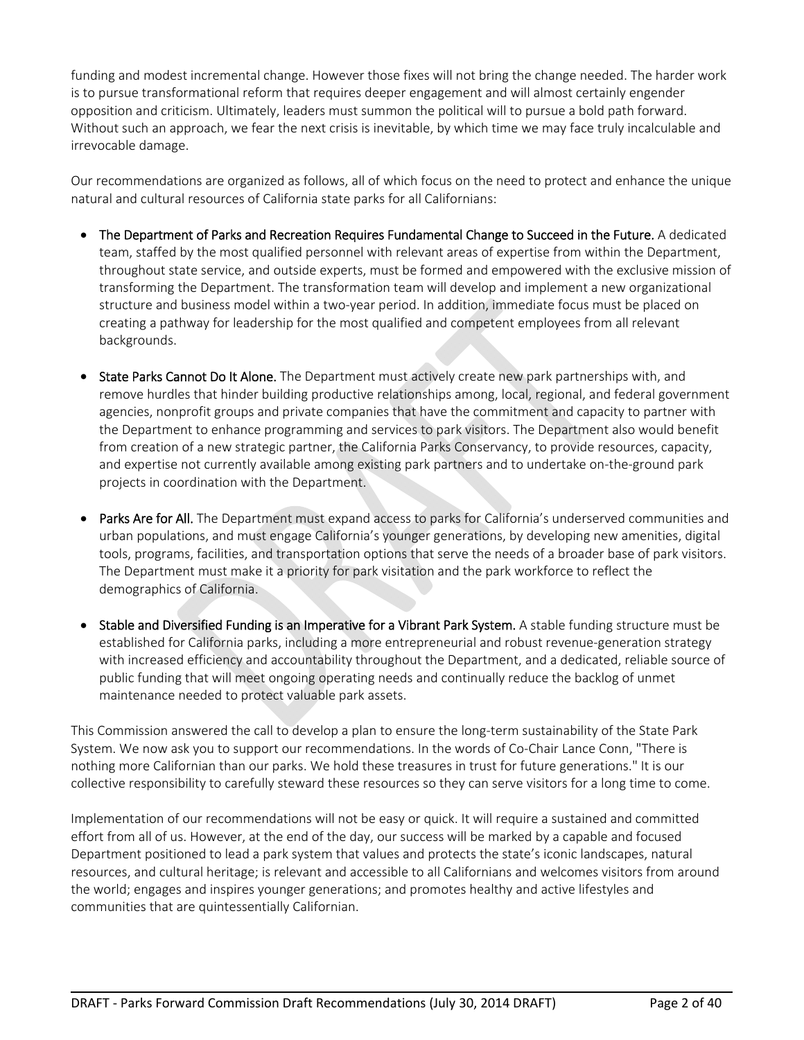funding and modest incremental change. However those fixes will not bring the change needed. The harder work is to pursue transformational reform that requires deeper engagement and will almost certainly engender opposition and criticism. Ultimately, leaders must summon the political will to pursue a bold path forward. Without such an approach, we fear the next crisis is inevitable, by which time we may face truly incalculable and irrevocable damage.

Our recommendations are organized as follows, all of which focus on the need to protect and enhance the unique natural and cultural resources of California state parks for all Californians:

- The Department of Parks and Recreation Requires Fundamental Change to Succeed in the Future. A dedicated team, staffed by the most qualified personnel with relevant areas of expertise from within the Department, throughout state service, and outside experts, must be formed and empowered with the exclusive mission of transforming the Department. The transformation team will develop and implement a new organizational structure and business model within a two-year period. In addition, immediate focus must be placed on creating a pathway for leadership for the most qualified and competent employees from all relevant backgrounds.

- State Parks Cannot Do It Alone. The Department must actively create new park partnerships with, and remove hurdles that hinder building productive relationships among, local, regional, and federal government agencies, nonprofit groups and private companies that have the commitment and capacity to partner with the Department to enhance programming and services to park visitors. The Department also would benefit from creation of a new strategic partner, the California Parks Conservancy, to provide resources, capacity, and expertise not currently available among existing park partners and to undertake on-the-ground park projects in coordination with the Department.

- Parks Are for All. The Department must expand access to parks for California's underserved communities and urban populations, and must engage California's younger generations, by developing new amenities, digital tools, programs, facilities, and transportation options that serve the needs of a broader base of park visitors. The Department must make it a priority for park visitation and the park workforce to reflect the demographics of California.

- Stable and Diversified Funding is an Imperative for a Vibrant Park System. A stable funding structure must be established for California parks, including a more entrepreneurial and robust revenue-generation strategy with increased efficiency and accountability throughout the Department, and a dedicated, reliable source of public funding that will meet ongoing operating needs and continually reduce the backlog of unmet maintenance needed to protect valuable park assets.

This Commission answered the call to develop a plan to ensure the long-term sustainability of the State Park System. We now ask you to support our recommendations. In the words of Co-Chair Lance Conn, "There is nothing more Californian than our parks. We hold these treasures in trust for future generations." It is our collective responsibility to carefully steward these resources so they can serve visitors for a long time to come.

Implementation of our recommendations will not be easy or quick. It will require a sustained and committed effort from all of us. However, at the end of the day, our success will be marked by a capable and focused Department positioned to lead a park system that values and protects the state's iconic landscapes, natural resources, and cultural heritage; is relevant and accessible to all Californians and welcomes visitors from around the world; engages and inspires younger generations; and promotes healthy and active lifestyles and communities that are quintessentially Californian.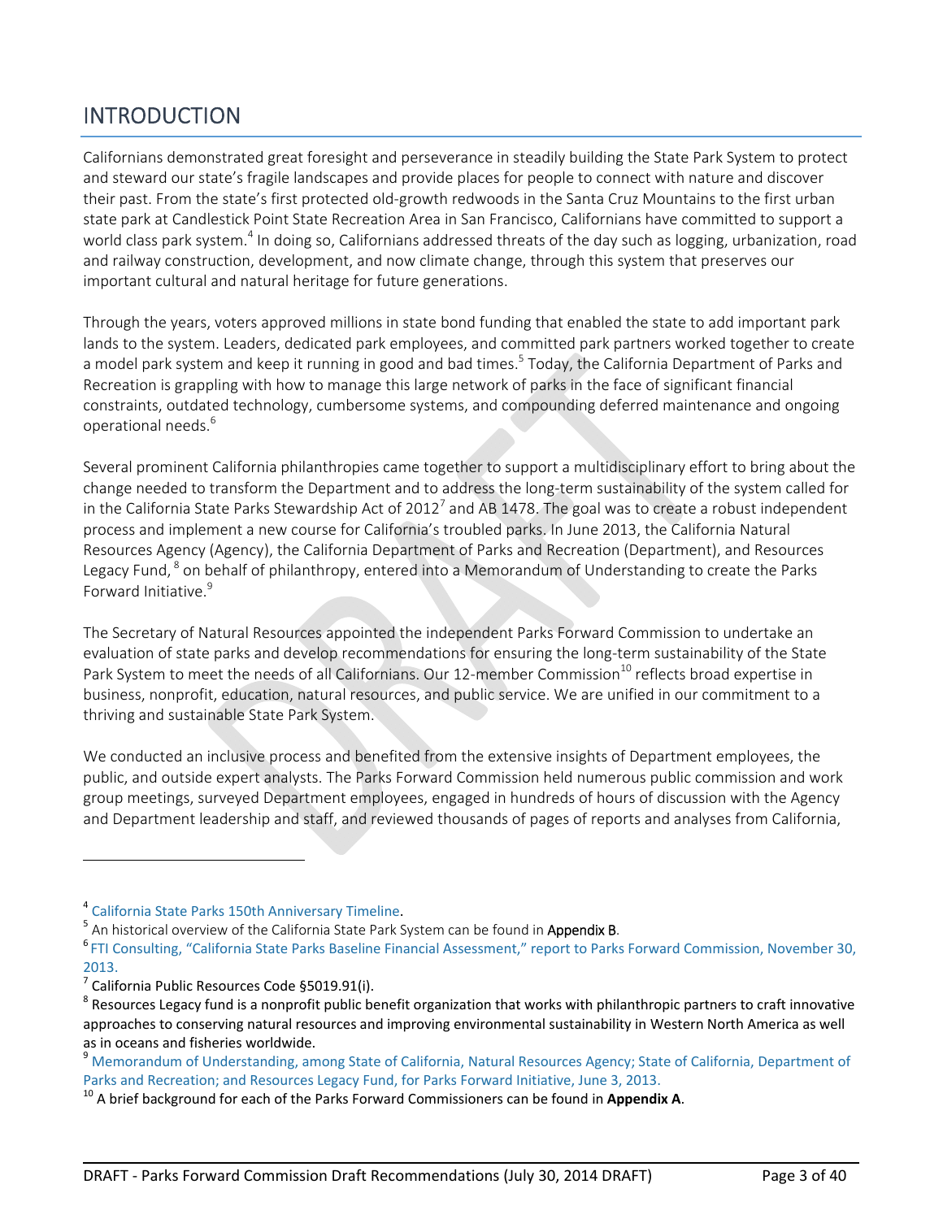# INTRODUCTION

Californians demonstrated great foresight and perseverance in steadily building the State Park System to protect and steward our state's fragile landscapes and provide places for people to connect with nature and discover their past. From the state's first protected old-growth redwoods in the Santa Cruz Mountains to the first urban state park at Candlestick Point State Recreation Area in San Francisco, Californians have committed to support a world class park system.[4] In doing so, Californians addressed threats of the day such as logging, urbanization, road and railway construction, development, and now climate change, through this system that preserves our important cultural and natural heritage for future generations.

Through the years, voters approved millions in state bond funding that enabled the state to add important park lands to the system. Leaders, dedicated park employees, and committed park partners worked together to create a model park system and keep it running in good and bad times.[5] Today, the California Department of Parks and Recreation is grappling with how to manage this large network of parks in the face of significant financial constraints, outdated technology, cumbersome systems, and compounding deferred maintenance and ongoing operational needs.[6]

Several prominent California philanthropies came together to support a multidisciplinary effort to bring about the change needed to transform the Department and to address the long-term sustainability of the system called for in the California State Parks Stewardship Act of 2012[7] and AB 1478. The goal was to create a robust independent process and implement a new course for California's troubled parks. In June 2013, the California Natural Resources Agency (Agency), the California Department of Parks and Recreation (Department), and Resources Legacy Fund,[8] on behalf of philanthropy, entered into a Memorandum of Understanding to create the Parks Forward Initiative.[9]

The Secretary of Natural Resources appointed the independent Parks Forward Commission to undertake an evaluation of state parks and develop recommendations for ensuring the long-term sustainability of the State Park System to meet the needs of all Californians. Our 12-member Commission[10] reflects broad expertise in business, nonprofit, education, natural resources, and public service. We are unified in our commitment to a thriving and sustainable State Park System.

We conducted an inclusive process and benefited from the extensive insights of Department employees, the public, and outside expert analysts. The Parks Forward Commission held numerous public commission and work group meetings, surveyed Department employees, engaged in hundreds of hours of discussion with the Agency and Department leadership and staff, and reviewed thousands of pages of reports and analyses from California,

---

[4] California State Parks 150th Anniversary Timeline.

[5] An historical overview of the California State Park System can be found in **Appendix B**.

[6] FTI Consulting, "California State Parks Baseline Financial Assessment," report to Parks Forward Commission, November 30, 2013.

[7] California Public Resources Code §5019.91(i).

[8] Resources Legacy fund is a nonprofit public benefit organization that works with philanthropic partners to craft innovative approaches to conserving natural resources and improving environmental sustainability in Western North America as well as in oceans and fisheries worldwide.

[9] Memorandum of Understanding, among State of California, Natural Resources Agency; State of California, Department of Parks and Recreation; and Resources Legacy Fund, for Parks Forward Initiative, June 3, 2013.

[10] A brief background for each of the Parks Forward Commissioners can be found in **Appendix A**.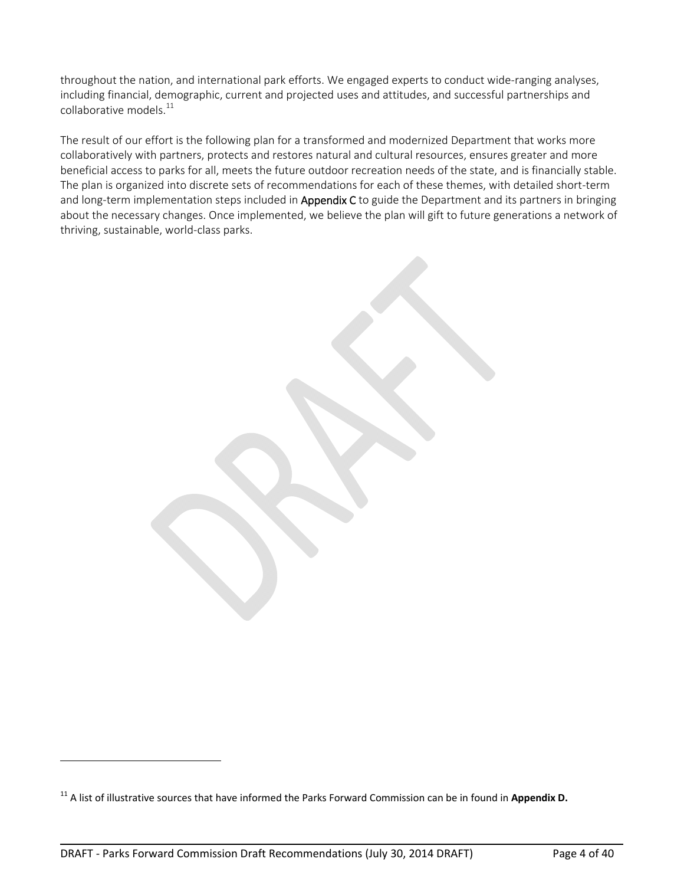throughout the nation, and international park efforts. We engaged experts to conduct wide-ranging analyses, including financial, demographic, current and projected uses and attitudes, and successful partnerships and collaborative models.[11]

The result of our effort is the following plan for a transformed and modernized Department that works more collaboratively with partners, protects and restores natural and cultural resources, ensures greater and more beneficial access to parks for all, meets the future outdoor recreation needs of the state, and is financially stable. The plan is organized into discrete sets of recommendations for each of these themes, with detailed short-term and long-term implementation steps included in Appendix C to guide the Department and its partners in bringing about the necessary changes. Once implemented, we believe the plan will gift to future generations a network of thriving, sustainable, world-class parks.

[11] A list of illustrative sources that have informed the Parks Forward Commission can be in found in **Appendix D.**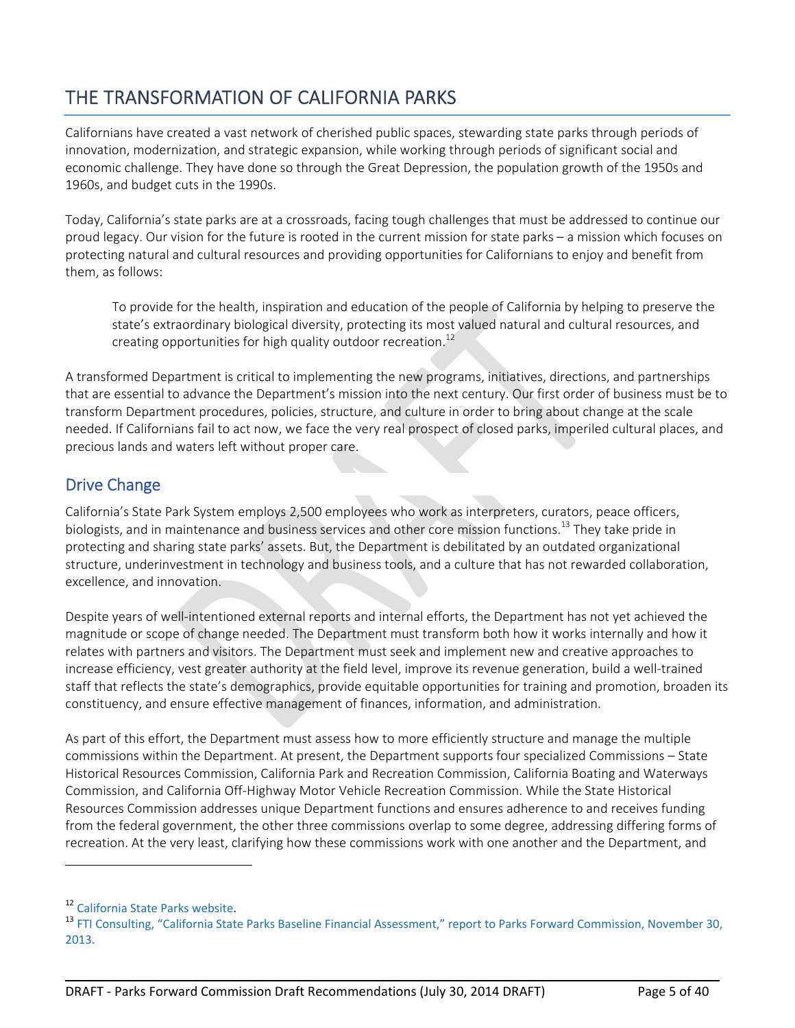# THE TRANSFORMATION OF CALIFORNIA PARKS

Californians have created a vast network of cherished public spaces, stewarding state parks through periods of innovation, modernization, and strategic expansion, while working through periods of significant social and economic challenge. They have done so through the Great Depression, the population growth of the 1950s and 1960s, and budget cuts in the 1990s.

Today, California's state parks are at a crossroads, facing tough challenges that must be addressed to continue our proud legacy. Our vision for the future is rooted in the current mission for state parks – a mission which focuses on protecting natural and cultural resources and providing opportunities for Californians to enjoy and benefit from them, as follows:

> To provide for the health, inspiration and education of the people of California by helping to preserve the state's extraordinary biological diversity, protecting its most valued natural and cultural resources, and creating opportunities for high quality outdoor recreation.[12]

A transformed Department is critical to implementing the new programs, initiatives, directions, and partnerships that are essential to advance the Department's mission into the next century. Our first order of business must be to transform Department procedures, policies, structure, and culture in order to bring about change at the scale needed. If Californians fail to act now, we face the very real prospect of closed parks, imperiled cultural places, and precious lands and waters left without proper care.

## Drive Change

California's State Park System employs 2,500 employees who work as interpreters, curators, peace officers, biologists, and in maintenance and business services and other core mission functions.[13] They take pride in protecting and sharing state parks' assets. But, the Department is debilitated by an outdated organizational structure, underinvestment in technology and business tools, and a culture that has not rewarded collaboration, excellence, and innovation.

Despite years of well-intentioned external reports and internal efforts, the Department has not yet achieved the magnitude or scope of change needed. The Department must transform both how it works internally and how it relates with partners and visitors. The Department must seek and implement new and creative approaches to increase efficiency, vest greater authority at the field level, improve its revenue generation, build a well-trained staff that reflects the state's demographics, provide equitable opportunities for training and promotion, broaden its constituency, and ensure effective management of finances, information, and administration.

As part of this effort, the Department must assess how to more efficiently structure and manage the multiple commissions within the Department. At present, the Department supports four specialized Commissions – State Historical Resources Commission, California Park and Recreation Commission, California Boating and Waterways Commission, and California Off-Highway Motor Vehicle Recreation Commission. While the State Historical Resources Commission addresses unique Department functions and ensures adherence to and receives funding from the federal government, the other three commissions overlap to some degree, addressing differing forms of recreation. At the very least, clarifying how these commissions work with one another and the Department, and

---

[12] California State Parks website.

[13] FTI Consulting, "California State Parks Baseline Financial Assessment," report to Parks Forward Commission, November 30, 2013.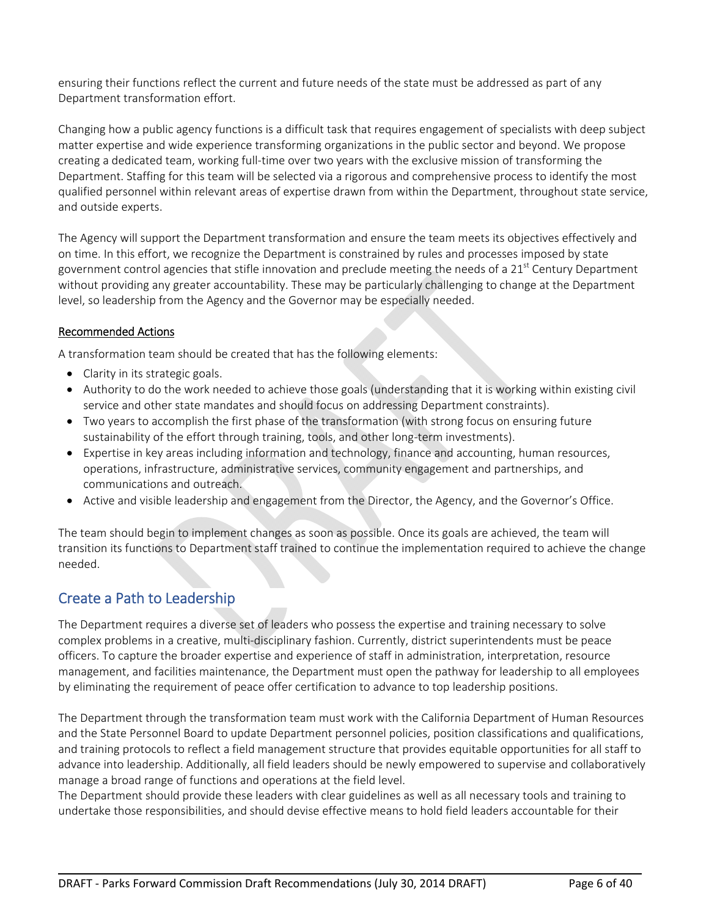ensuring their functions reflect the current and future needs of the state must be addressed as part of any Department transformation effort.

Changing how a public agency functions is a difficult task that requires engagement of specialists with deep subject matter expertise and wide experience transforming organizations in the public sector and beyond. We propose creating a dedicated team, working full-time over two years with the exclusive mission of transforming the Department. Staffing for this team will be selected via a rigorous and comprehensive process to identify the most qualified personnel within relevant areas of expertise drawn from within the Department, throughout state service, and outside experts.

The Agency will support the Department transformation and ensure the team meets its objectives effectively and on time. In this effort, we recognize the Department is constrained by rules and processes imposed by state government control agencies that stifle innovation and preclude meeting the needs of a 21st Century Department without providing any greater accountability. These may be particularly challenging to change at the Department level, so leadership from the Agency and the Governor may be especially needed.

#### Recommended Actions

A transformation team should be created that has the following elements:

- Clarity in its strategic goals.
- Authority to do the work needed to achieve those goals (understanding that it is working within existing civil service and other state mandates and should focus on addressing Department constraints).
- Two years to accomplish the first phase of the transformation (with strong focus on ensuring future sustainability of the effort through training, tools, and other long-term investments).
- Expertise in key areas including information and technology, finance and accounting, human resources, operations, infrastructure, administrative services, community engagement and partnerships, and communications and outreach.
- Active and visible leadership and engagement from the Director, the Agency, and the Governor's Office.

The team should begin to implement changes as soon as possible. Once its goals are achieved, the team will transition its functions to Department staff trained to continue the implementation required to achieve the change needed.

## Create a Path to Leadership

The Department requires a diverse set of leaders who possess the expertise and training necessary to solve complex problems in a creative, multi-disciplinary fashion. Currently, district superintendents must be peace officers. To capture the broader expertise and experience of staff in administration, interpretation, resource management, and facilities maintenance, the Department must open the pathway for leadership to all employees by eliminating the requirement of peace offer certification to advance to top leadership positions.

The Department through the transformation team must work with the California Department of Human Resources and the State Personnel Board to update Department personnel policies, position classifications and qualifications, and training protocols to reflect a field management structure that provides equitable opportunities for all staff to advance into leadership. Additionally, all field leaders should be newly empowered to supervise and collaboratively manage a broad range of functions and operations at the field level.

The Department should provide these leaders with clear guidelines as well as all necessary tools and training to undertake those responsibilities, and should devise effective means to hold field leaders accountable for their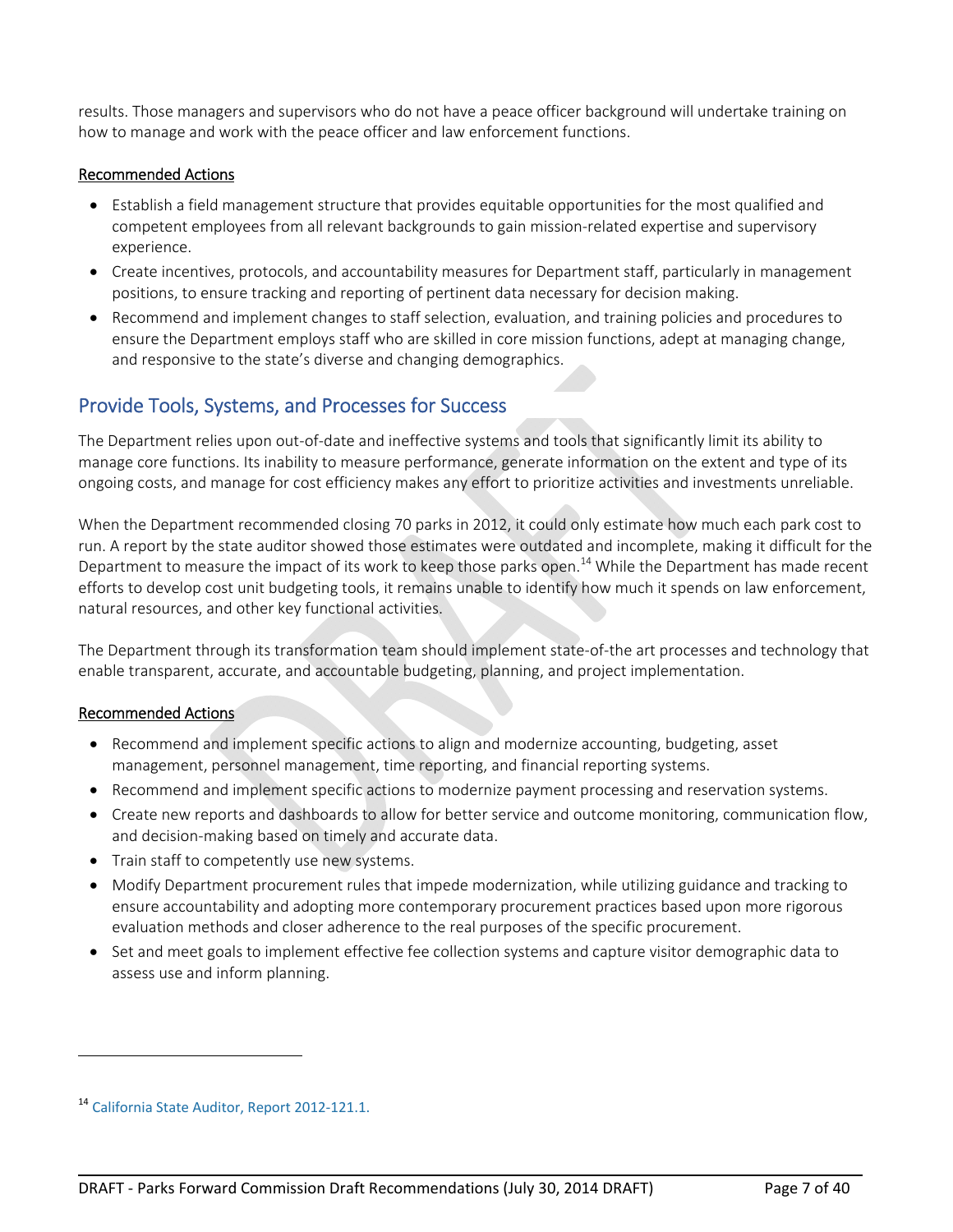results. Those managers and supervisors who do not have a peace officer background will undertake training on how to manage and work with the peace officer and law enforcement functions.

Recommended Actions

- Establish a field management structure that provides equitable opportunities for the most qualified and competent employees from all relevant backgrounds to gain mission-related expertise and supervisory experience.
- Create incentives, protocols, and accountability measures for Department staff, particularly in management positions, to ensure tracking and reporting of pertinent data necessary for decision making.
- Recommend and implement changes to staff selection, evaluation, and training policies and procedures to ensure the Department employs staff who are skilled in core mission functions, adept at managing change, and responsive to the state's diverse and changing demographics.

## Provide Tools, Systems, and Processes for Success

The Department relies upon out-of-date and ineffective systems and tools that significantly limit its ability to manage core functions. Its inability to measure performance, generate information on the extent and type of its ongoing costs, and manage for cost efficiency makes any effort to prioritize activities and investments unreliable.

When the Department recommended closing 70 parks in 2012, it could only estimate how much each park cost to run. A report by the state auditor showed those estimates were outdated and incomplete, making it difficult for the Department to measure the impact of its work to keep those parks open.[14] While the Department has made recent efforts to develop cost unit budgeting tools, it remains unable to identify how much it spends on law enforcement, natural resources, and other key functional activities.

The Department through its transformation team should implement state-of-the art processes and technology that enable transparent, accurate, and accountable budgeting, planning, and project implementation.

Recommended Actions

- Recommend and implement specific actions to align and modernize accounting, budgeting, asset management, personnel management, time reporting, and financial reporting systems.
- Recommend and implement specific actions to modernize payment processing and reservation systems.
- Create new reports and dashboards to allow for better service and outcome monitoring, communication flow, and decision-making based on timely and accurate data.
- Train staff to competently use new systems.
- Modify Department procurement rules that impede modernization, while utilizing guidance and tracking to ensure accountability and adopting more contemporary procurement practices based upon more rigorous evaluation methods and closer adherence to the real purposes of the specific procurement.
- Set and meet goals to implement effective fee collection systems and capture visitor demographic data to assess use and inform planning.

[14] California State Auditor, Report 2012-121.1.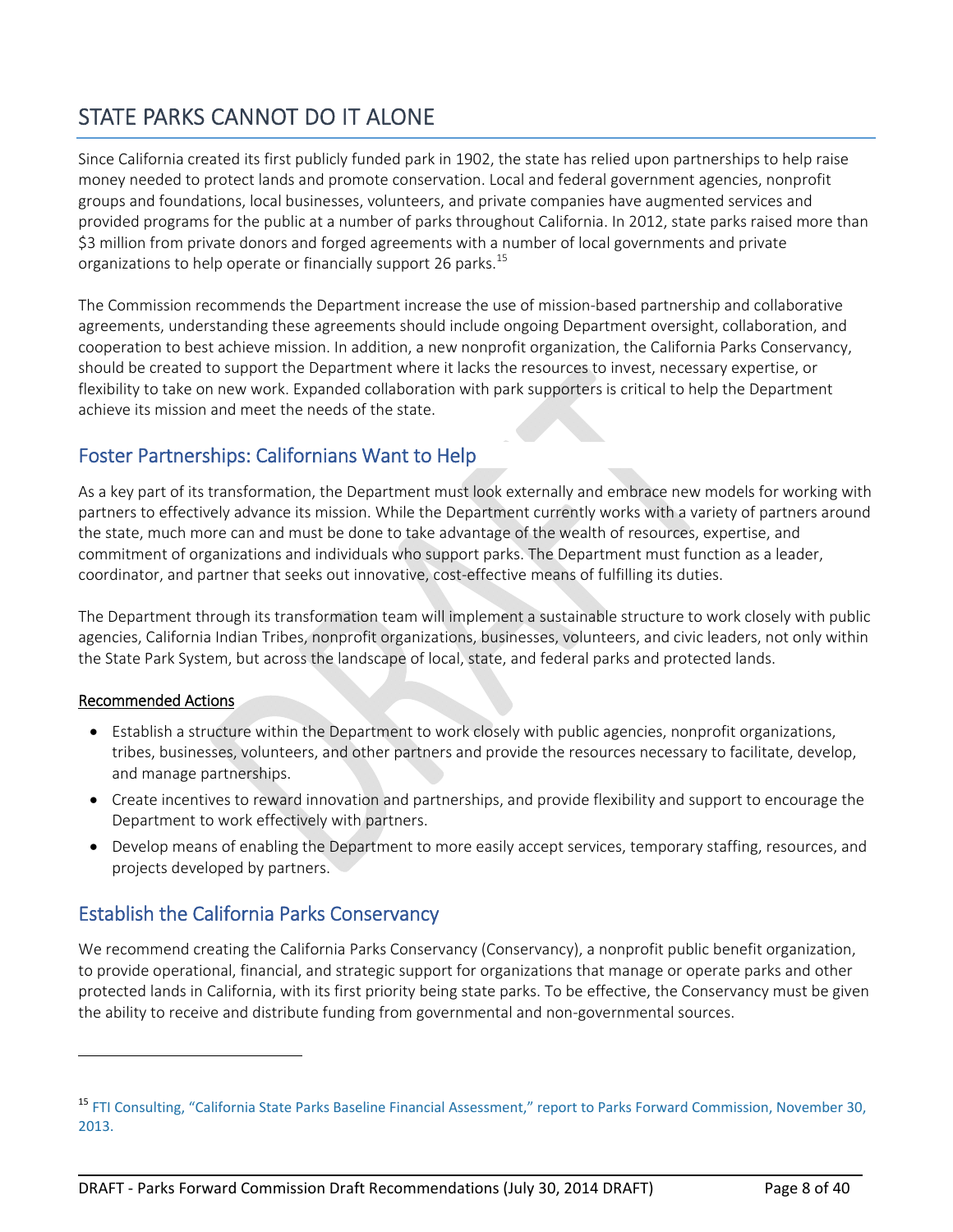# STATE PARKS CANNOT DO IT ALONE

Since California created its first publicly funded park in 1902, the state has relied upon partnerships to help raise money needed to protect lands and promote conservation. Local and federal government agencies, nonprofit groups and foundations, local businesses, volunteers, and private companies have augmented services and provided programs for the public at a number of parks throughout California. In 2012, state parks raised more than $3 million from private donors and forged agreements with a number of local governments and private organizations to help operate or financially support 26 parks.[15]

The Commission recommends the Department increase the use of mission-based partnership and collaborative agreements, understanding these agreements should include ongoing Department oversight, collaboration, and cooperation to best achieve mission. In addition, a new nonprofit organization, the California Parks Conservancy, should be created to support the Department where it lacks the resources to invest, necessary expertise, or flexibility to take on new work. Expanded collaboration with park supporters is critical to help the Department achieve its mission and meet the needs of the state.

## Foster Partnerships: Californians Want to Help

As a key part of its transformation, the Department must look externally and embrace new models for working with partners to effectively advance its mission. While the Department currently works with a variety of partners around the state, much more can and must be done to take advantage of the wealth of resources, expertise, and commitment of organizations and individuals who support parks. The Department must function as a leader, coordinator, and partner that seeks out innovative, cost-effective means of fulfilling its duties.

The Department through its transformation team will implement a sustainable structure to work closely with public agencies, California Indian Tribes, nonprofit organizations, businesses, volunteers, and civic leaders, not only within the State Park System, but across the landscape of local, state, and federal parks and protected lands.

<u>Recommended Actions</u>

- Establish a structure within the Department to work closely with public agencies, nonprofit organizations, tribes, businesses, volunteers, and other partners and provide the resources necessary to facilitate, develop, and manage partnerships.
- Create incentives to reward innovation and partnerships, and provide flexibility and support to encourage the Department to work effectively with partners.
- Develop means of enabling the Department to more easily accept services, temporary staffing, resources, and projects developed by partners.

## Establish the California Parks Conservancy

We recommend creating the California Parks Conservancy (Conservancy), a nonprofit public benefit organization, to provide operational, financial, and strategic support for organizations that manage or operate parks and other protected lands in California, with its first priority being state parks. To be effective, the Conservancy must be given the ability to receive and distribute funding from governmental and non-governmental sources.

---

[15] FTI Consulting, "California State Parks Baseline Financial Assessment," report to Parks Forward Commission, November 30, 2013.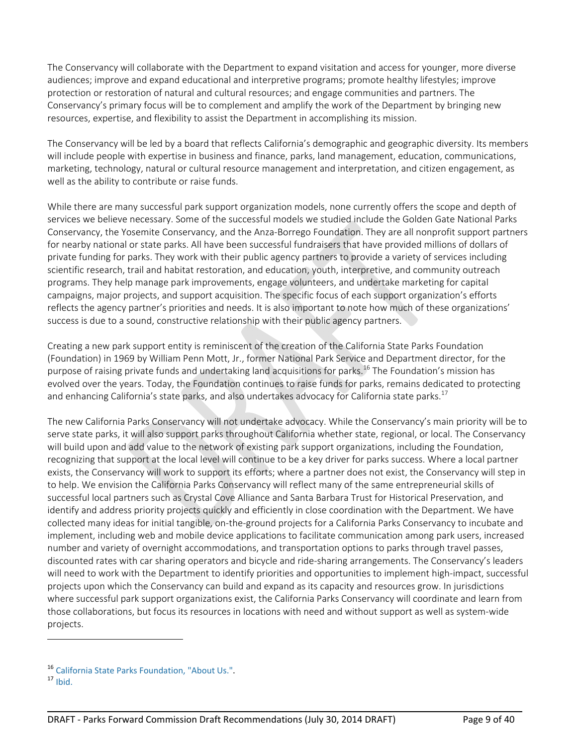The Conservancy will collaborate with the Department to expand visitation and access for younger, more diverse audiences; improve and expand educational and interpretive programs; promote healthy lifestyles; improve protection or restoration of natural and cultural resources; and engage communities and partners. The Conservancy's primary focus will be to complement and amplify the work of the Department by bringing new resources, expertise, and flexibility to assist the Department in accomplishing its mission.

The Conservancy will be led by a board that reflects California's demographic and geographic diversity. Its members will include people with expertise in business and finance, parks, land management, education, communications, marketing, technology, natural or cultural resource management and interpretation, and citizen engagement, as well as the ability to contribute or raise funds.

While there are many successful park support organization models, none currently offers the scope and depth of services we believe necessary. Some of the successful models we studied include the Golden Gate National Parks Conservancy, the Yosemite Conservancy, and the Anza-Borrego Foundation. They are all nonprofit support partners for nearby national or state parks. All have been successful fundraisers that have provided millions of dollars of private funding for parks. They work with their public agency partners to provide a variety of services including scientific research, trail and habitat restoration, and education, youth, interpretive, and community outreach programs. They help manage park improvements, engage volunteers, and undertake marketing for capital campaigns, major projects, and support acquisition. The specific focus of each support organization's efforts reflects the agency partner's priorities and needs. It is also important to note how much of these organizations' success is due to a sound, constructive relationship with their public agency partners.

Creating a new park support entity is reminiscent of the creation of the California State Parks Foundation (Foundation) in 1969 by William Penn Mott, Jr., former National Park Service and Department director, for the purpose of raising private funds and undertaking land acquisitions for parks.[16] The Foundation's mission has evolved over the years. Today, the Foundation continues to raise funds for parks, remains dedicated to protecting and enhancing California's state parks, and also undertakes advocacy for California state parks.[17]

The new California Parks Conservancy will not undertake advocacy. While the Conservancy's main priority will be to serve state parks, it will also support parks throughout California whether state, regional, or local. The Conservancy will build upon and add value to the network of existing park support organizations, including the Foundation, recognizing that support at the local level will continue to be a key driver for parks success. Where a local partner exists, the Conservancy will work to support its efforts; where a partner does not exist, the Conservancy will step in to help. We envision the California Parks Conservancy will reflect many of the same entrepreneurial skills of successful local partners such as Crystal Cove Alliance and Santa Barbara Trust for Historical Preservation, and identify and address priority projects quickly and efficiently in close coordination with the Department. We have collected many ideas for initial tangible, on-the-ground projects for a California Parks Conservancy to incubate and implement, including web and mobile device applications to facilitate communication among park users, increased number and variety of overnight accommodations, and transportation options to parks through travel passes, discounted rates with car sharing operators and bicycle and ride-sharing arrangements. The Conservancy's leaders will need to work with the Department to identify priorities and opportunities to implement high-impact, successful projects upon which the Conservancy can build and expand as its capacity and resources grow. In jurisdictions where successful park support organizations exist, the California Parks Conservancy will coordinate and learn from those collaborations, but focus its resources in locations with need and without support as well as system-wide projects.

---

[16] California State Parks Foundation, "About Us.".

[17] Ibid.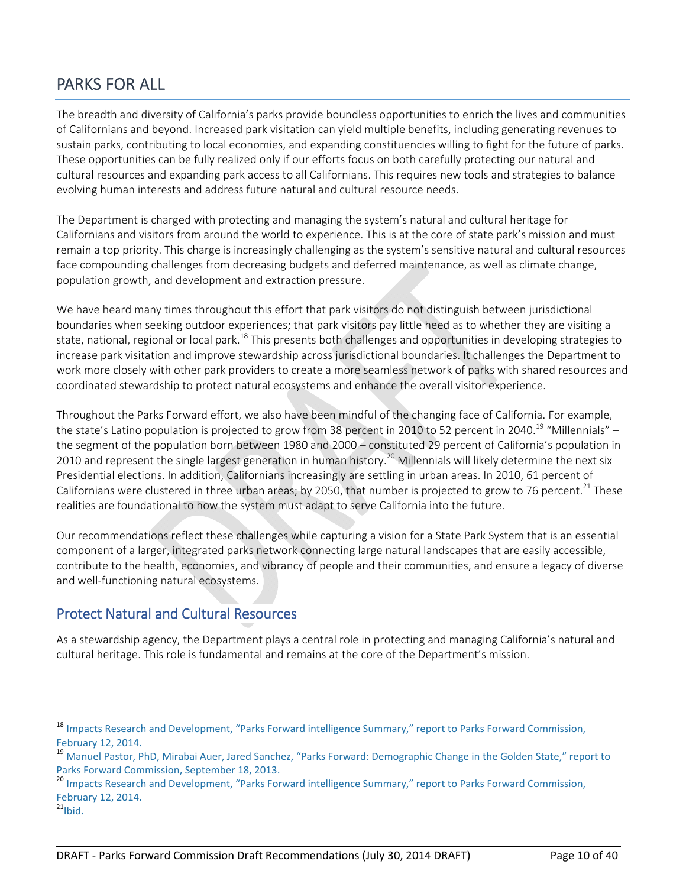## PARKS FOR ALL

The breadth and diversity of California's parks provide boundless opportunities to enrich the lives and communities of Californians and beyond. Increased park visitation can yield multiple benefits, including generating revenues to sustain parks, contributing to local economies, and expanding constituencies willing to fight for the future of parks. These opportunities can be fully realized only if our efforts focus on both carefully protecting our natural and cultural resources and expanding park access to all Californians. This requires new tools and strategies to balance evolving human interests and address future natural and cultural resource needs.

The Department is charged with protecting and managing the system's natural and cultural heritage for Californians and visitors from around the world to experience. This is at the core of state park's mission and must remain a top priority. This charge is increasingly challenging as the system's sensitive natural and cultural resources face compounding challenges from decreasing budgets and deferred maintenance, as well as climate change, population growth, and development and extraction pressure.

We have heard many times throughout this effort that park visitors do not distinguish between jurisdictional boundaries when seeking outdoor experiences; that park visitors pay little heed as to whether they are visiting a state, national, regional or local park.[18] This presents both challenges and opportunities in developing strategies to increase park visitation and improve stewardship across jurisdictional boundaries. It challenges the Department to work more closely with other park providers to create a more seamless network of parks with shared resources and coordinated stewardship to protect natural ecosystems and enhance the overall visitor experience.

Throughout the Parks Forward effort, we also have been mindful of the changing face of California. For example, the state's Latino population is projected to grow from 38 percent in 2010 to 52 percent in 2040.[19] "Millennials" – the segment of the population born between 1980 and 2000 – constituted 29 percent of California's population in 2010 and represent the single largest generation in human history.[20] Millennials will likely determine the next six Presidential elections. In addition, Californians increasingly are settling in urban areas. In 2010, 61 percent of Californians were clustered in three urban areas; by 2050, that number is projected to grow to 76 percent.[21] These realities are foundational to how the system must adapt to serve California into the future.

Our recommendations reflect these challenges while capturing a vision for a State Park System that is an essential component of a larger, integrated parks network connecting large natural landscapes that are easily accessible, contribute to the health, economies, and vibrancy of people and their communities, and ensure a legacy of diverse and well-functioning natural ecosystems.

### Protect Natural and Cultural Resources

As a stewardship agency, the Department plays a central role in protecting and managing California's natural and cultural heritage. This role is fundamental and remains at the core of the Department's mission.

---

[18] Impacts Research and Development, "Parks Forward intelligence Summary," report to Parks Forward Commission, February 12, 2014.

[19] Manuel Pastor, PhD, Mirabai Auer, Jared Sanchez, "Parks Forward: Demographic Change in the Golden State," report to Parks Forward Commission, September 18, 2013.

[20] Impacts Research and Development, "Parks Forward intelligence Summary," report to Parks Forward Commission, February 12, 2014.

[21] Ibid.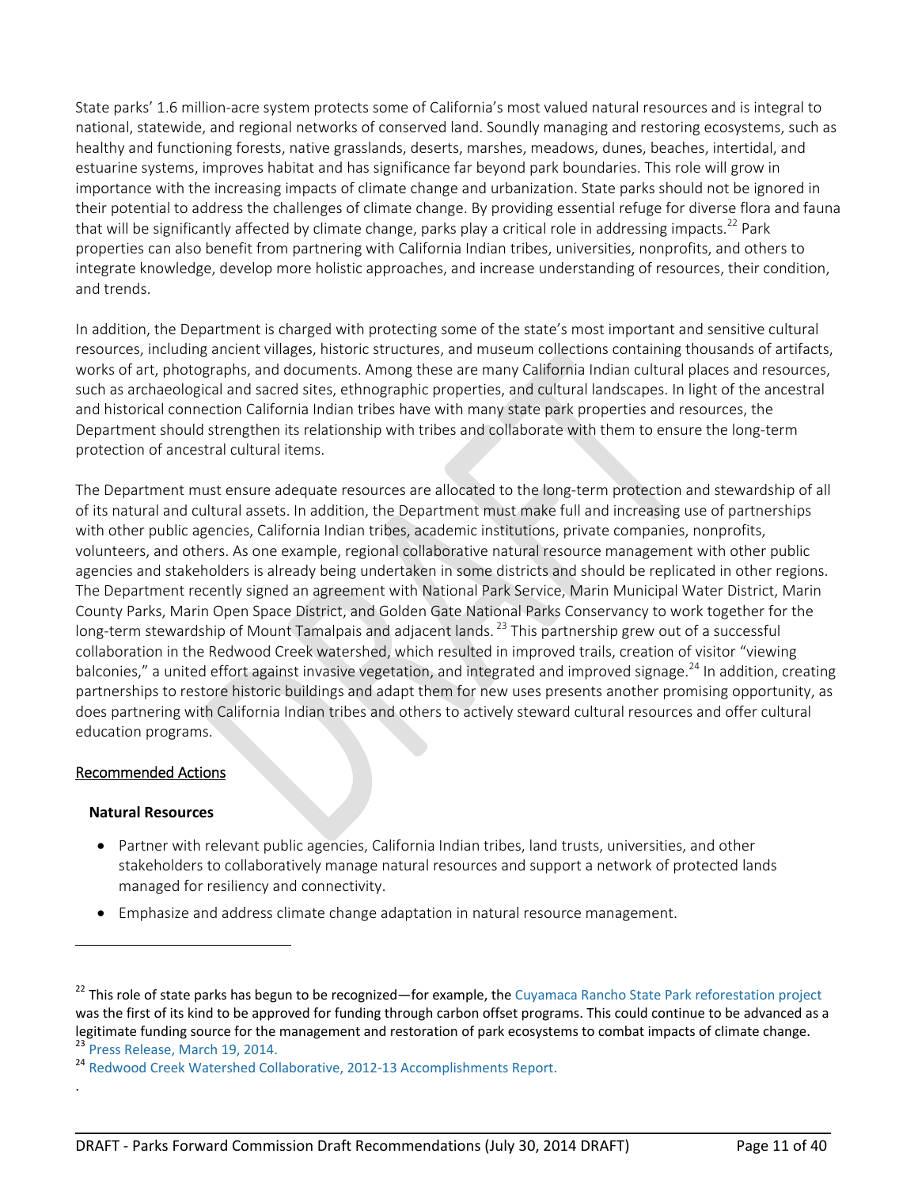State parks' 1.6 million-acre system protects some of California's most valued natural resources and is integral to national, statewide, and regional networks of conserved land. Soundly managing and restoring ecosystems, such as healthy and functioning forests, native grasslands, deserts, marshes, meadows, dunes, beaches, intertidal, and estuarine systems, improves habitat and has significance far beyond park boundaries. This role will grow in importance with the increasing impacts of climate change and urbanization. State parks should not be ignored in their potential to address the challenges of climate change. By providing essential refuge for diverse flora and fauna that will be significantly affected by climate change, parks play a critical role in addressing impacts.[22] Park properties can also benefit from partnering with California Indian tribes, universities, nonprofits, and others to integrate knowledge, develop more holistic approaches, and increase understanding of resources, their condition, and trends.

In addition, the Department is charged with protecting some of the state's most important and sensitive cultural resources, including ancient villages, historic structures, and museum collections containing thousands of artifacts, works of art, photographs, and documents. Among these are many California Indian cultural places and resources, such as archaeological and sacred sites, ethnographic properties, and cultural landscapes. In light of the ancestral and historical connection California Indian tribes have with many state park properties and resources, the Department should strengthen its relationship with tribes and collaborate with them to ensure the long-term protection of ancestral cultural items.

The Department must ensure adequate resources are allocated to the long-term protection and stewardship of all of its natural and cultural assets. In addition, the Department must make full and increasing use of partnerships with other public agencies, California Indian tribes, academic institutions, private companies, nonprofits, volunteers, and others. As one example, regional collaborative natural resource management with other public agencies and stakeholders is already being undertaken in some districts and should be replicated in other regions. The Department recently signed an agreement with National Park Service, Marin Municipal Water District, Marin County Parks, Marin Open Space District, and Golden Gate National Parks Conservancy to work together for the long-term stewardship of Mount Tamalpais and adjacent lands.[23] This partnership grew out of a successful collaboration in the Redwood Creek watershed, which resulted in improved trails, creation of visitor "viewing balconies," a united effort against invasive vegetation, and integrated and improved signage.[24] In addition, creating partnerships to restore historic buildings and adapt them for new uses presents another promising opportunity, as does partnering with California Indian tribes and others to actively steward cultural resources and offer cultural education programs.

<u>Recommended Actions</u>

**Natural Resources**

- Partner with relevant public agencies, California Indian tribes, land trusts, universities, and other stakeholders to collaboratively manage natural resources and support a network of protected lands managed for resiliency and connectivity.
- Emphasize and address climate change adaptation in natural resource management.

---

[22] This role of state parks has begun to be recognized—for example, the Cuyamaca Rancho State Park reforestation project was the first of its kind to be approved for funding through carbon offset programs. This could continue to be advanced as a legitimate funding source for the management and restoration of park ecosystems to combat impacts of climate change.

[23] Press Release, March 19, 2014.

[24] Redwood Creek Watershed Collaborative, 2012-13 Accomplishments Report.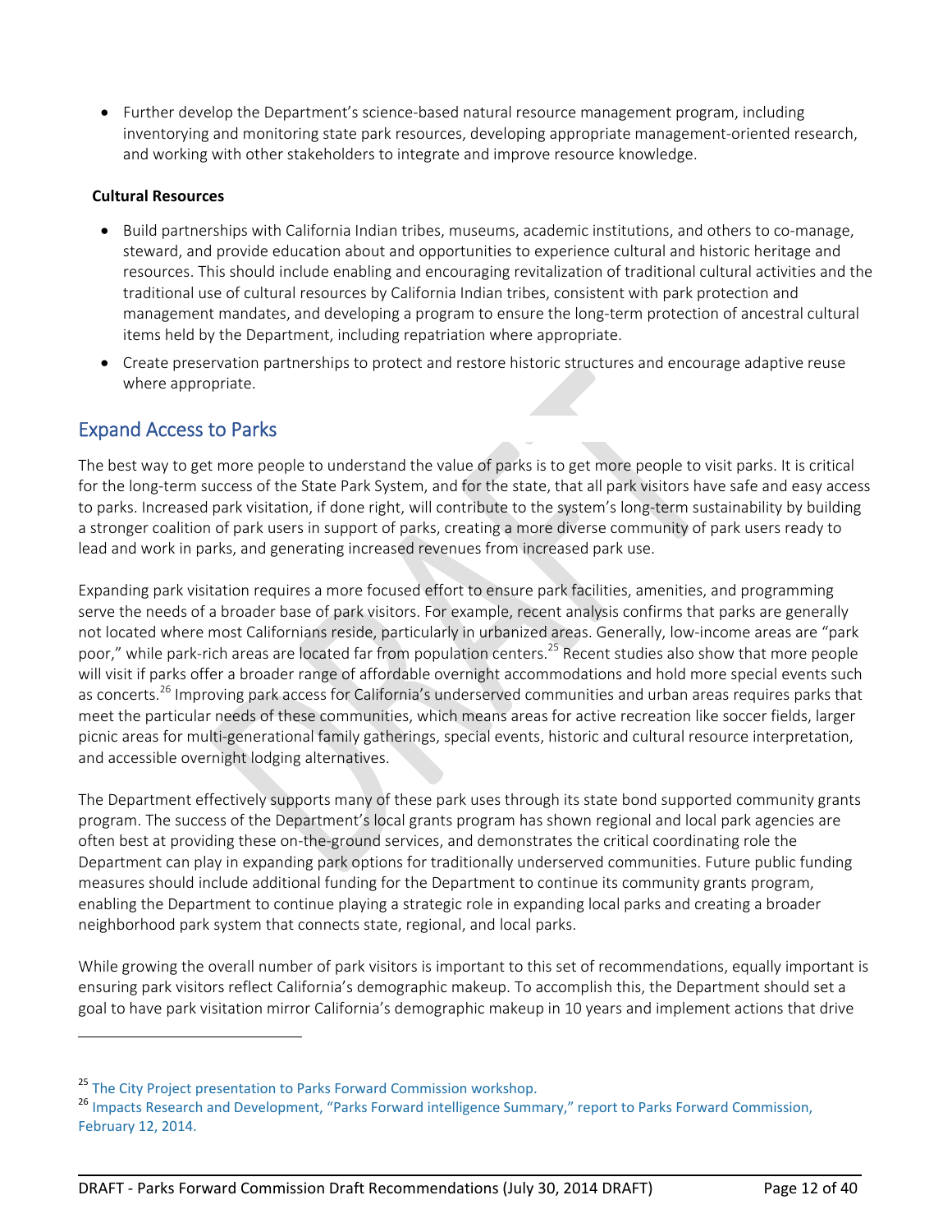- Further develop the Department's science-based natural resource management program, including inventorying and monitoring state park resources, developing appropriate management-oriented research, and working with other stakeholders to integrate and improve resource knowledge.

**Cultural Resources**

- Build partnerships with California Indian tribes, museums, academic institutions, and others to co-manage, steward, and provide education about and opportunities to experience cultural and historic heritage and resources. This should include enabling and encouraging revitalization of traditional cultural activities and the traditional use of cultural resources by California Indian tribes, consistent with park protection and management mandates, and developing a program to ensure the long-term protection of ancestral cultural items held by the Department, including repatriation where appropriate.
- Create preservation partnerships to protect and restore historic structures and encourage adaptive reuse where appropriate.

## Expand Access to Parks

The best way to get more people to understand the value of parks is to get more people to visit parks. It is critical for the long-term success of the State Park System, and for the state, that all park visitors have safe and easy access to parks. Increased park visitation, if done right, will contribute to the system's long-term sustainability by building a stronger coalition of park users in support of parks, creating a more diverse community of park users ready to lead and work in parks, and generating increased revenues from increased park use.

Expanding park visitation requires a more focused effort to ensure park facilities, amenities, and programming serve the needs of a broader base of park visitors. For example, recent analysis confirms that parks are generally not located where most Californians reside, particularly in urbanized areas. Generally, low-income areas are "park poor," while park-rich areas are located far from population centers.[25] Recent studies also show that more people will visit if parks offer a broader range of affordable overnight accommodations and hold more special events such as concerts.[26] Improving park access for California's underserved communities and urban areas requires parks that meet the particular needs of these communities, which means areas for active recreation like soccer fields, larger picnic areas for multi-generational family gatherings, special events, historic and cultural resource interpretation, and accessible overnight lodging alternatives.

The Department effectively supports many of these park uses through its state bond supported community grants program. The success of the Department's local grants program has shown regional and local park agencies are often best at providing these on-the-ground services, and demonstrates the critical coordinating role the Department can play in expanding park options for traditionally underserved communities. Future public funding measures should include additional funding for the Department to continue its community grants program, enabling the Department to continue playing a strategic role in expanding local parks and creating a broader neighborhood park system that connects state, regional, and local parks.

While growing the overall number of park visitors is important to this set of recommendations, equally important is ensuring park visitors reflect California's demographic makeup. To accomplish this, the Department should set a goal to have park visitation mirror California's demographic makeup in 10 years and implement actions that drive

---

[25] The City Project presentation to Parks Forward Commission workshop.

[26] Impacts Research and Development, "Parks Forward intelligence Summary," report to Parks Forward Commission, February 12, 2014.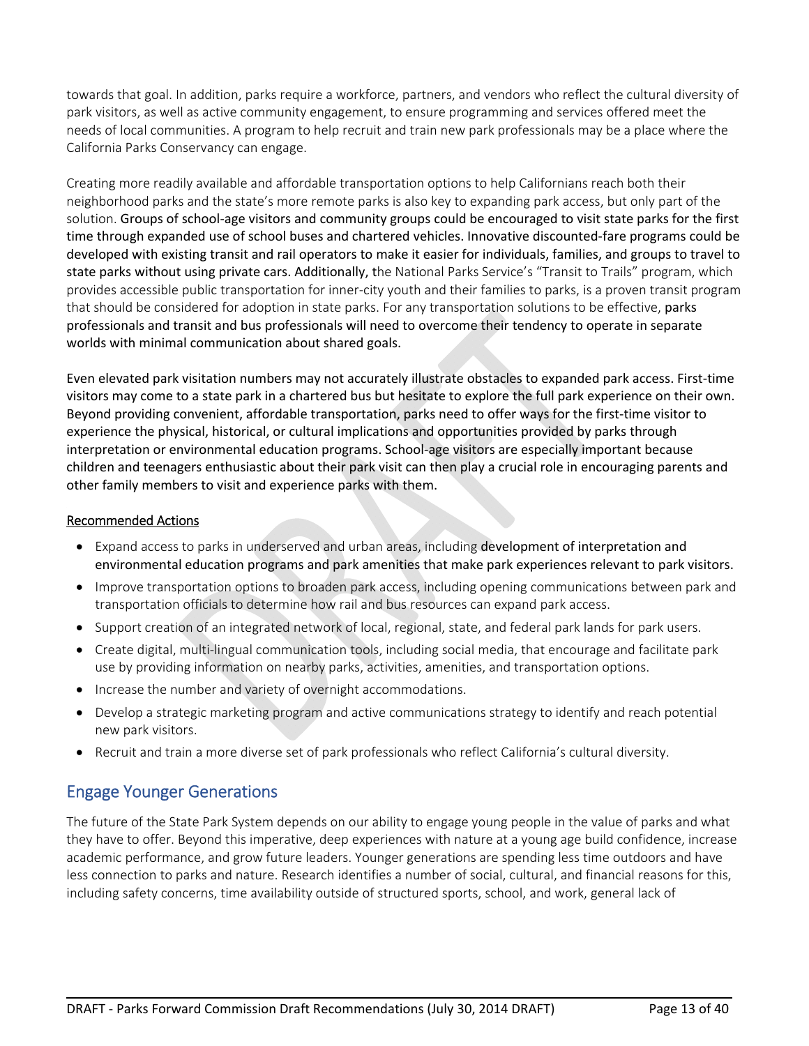towards that goal. In addition, parks require a workforce, partners, and vendors who reflect the cultural diversity of park visitors, as well as active community engagement, to ensure programming and services offered meet the needs of local communities. A program to help recruit and train new park professionals may be a place where the California Parks Conservancy can engage.

Creating more readily available and affordable transportation options to help Californians reach both their neighborhood parks and the state's more remote parks is also key to expanding park access, but only part of the solution. Groups of school-age visitors and community groups could be encouraged to visit state parks for the first time through expanded use of school buses and chartered vehicles. Innovative discounted-fare programs could be developed with existing transit and rail operators to make it easier for individuals, families, and groups to travel to state parks without using private cars. Additionally, the National Parks Service's "Transit to Trails" program, which provides accessible public transportation for inner-city youth and their families to parks, is a proven transit program that should be considered for adoption in state parks. For any transportation solutions to be effective, parks professionals and transit and bus professionals will need to overcome their tendency to operate in separate worlds with minimal communication about shared goals.

Even elevated park visitation numbers may not accurately illustrate obstacles to expanded park access. First-time visitors may come to a state park in a chartered bus but hesitate to explore the full park experience on their own. Beyond providing convenient, affordable transportation, parks need to offer ways for the first-time visitor to experience the physical, historical, or cultural implications and opportunities provided by parks through interpretation or environmental education programs. School-age visitors are especially important because children and teenagers enthusiastic about their park visit can then play a crucial role in encouraging parents and other family members to visit and experience parks with them.

Recommended Actions

- Expand access to parks in underserved and urban areas, including development of interpretation and environmental education programs and park amenities that make park experiences relevant to park visitors.
- Improve transportation options to broaden park access, including opening communications between park and transportation officials to determine how rail and bus resources can expand park access.
- Support creation of an integrated network of local, regional, state, and federal park lands for park users.
- Create digital, multi-lingual communication tools, including social media, that encourage and facilitate park use by providing information on nearby parks, activities, amenities, and transportation options.
- Increase the number and variety of overnight accommodations.
- Develop a strategic marketing program and active communications strategy to identify and reach potential new park visitors.
- Recruit and train a more diverse set of park professionals who reflect California's cultural diversity.

## Engage Younger Generations

The future of the State Park System depends on our ability to engage young people in the value of parks and what they have to offer. Beyond this imperative, deep experiences with nature at a young age build confidence, increase academic performance, and grow future leaders. Younger generations are spending less time outdoors and have less connection to parks and nature. Research identifies a number of social, cultural, and financial reasons for this, including safety concerns, time availability outside of structured sports, school, and work, general lack of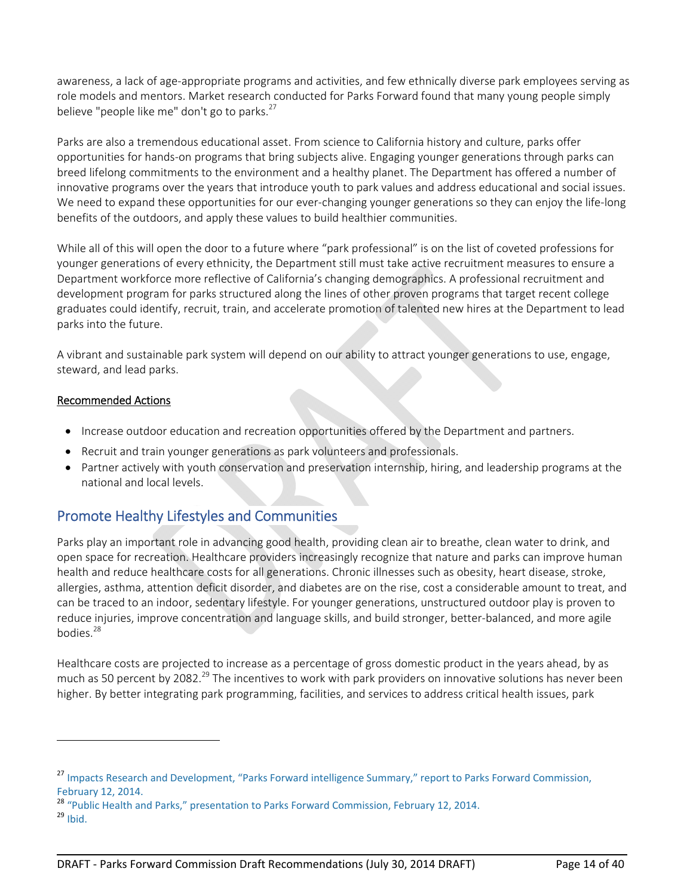awareness, a lack of age-appropriate programs and activities, and few ethnically diverse park employees serving as role models and mentors. Market research conducted for Parks Forward found that many young people simply believe "people like me" don't go to parks.[27]

Parks are also a tremendous educational asset. From science to California history and culture, parks offer opportunities for hands-on programs that bring subjects alive. Engaging younger generations through parks can breed lifelong commitments to the environment and a healthy planet. The Department has offered a number of innovative programs over the years that introduce youth to park values and address educational and social issues. We need to expand these opportunities for our ever-changing younger generations so they can enjoy the life-long benefits of the outdoors, and apply these values to build healthier communities.

While all of this will open the door to a future where "park professional" is on the list of coveted professions for younger generations of every ethnicity, the Department still must take active recruitment measures to ensure a Department workforce more reflective of California's changing demographics. A professional recruitment and development program for parks structured along the lines of other proven programs that target recent college graduates could identify, recruit, train, and accelerate promotion of talented new hires at the Department to lead parks into the future.

A vibrant and sustainable park system will depend on our ability to attract younger generations to use, engage, steward, and lead parks.

Recommended Actions

- Increase outdoor education and recreation opportunities offered by the Department and partners.
- Recruit and train younger generations as park volunteers and professionals.
- Partner actively with youth conservation and preservation internship, hiring, and leadership programs at the national and local levels.

## Promote Healthy Lifestyles and Communities

Parks play an important role in advancing good health, providing clean air to breathe, clean water to drink, and open space for recreation. Healthcare providers increasingly recognize that nature and parks can improve human health and reduce healthcare costs for all generations. Chronic illnesses such as obesity, heart disease, stroke, allergies, asthma, attention deficit disorder, and diabetes are on the rise, cost a considerable amount to treat, and can be traced to an indoor, sedentary lifestyle. For younger generations, unstructured outdoor play is proven to reduce injuries, improve concentration and language skills, and build stronger, better-balanced, and more agile bodies.[28]

Healthcare costs are projected to increase as a percentage of gross domestic product in the years ahead, by as much as 50 percent by 2082.[29] The incentives to work with park providers on innovative solutions has never been higher. By better integrating park programming, facilities, and services to address critical health issues, park

---

[27] Impacts Research and Development, "Parks Forward intelligence Summary," report to Parks Forward Commission, February 12, 2014.

[28] "Public Health and Parks," presentation to Parks Forward Commission, February 12, 2014.

[29] Ibid.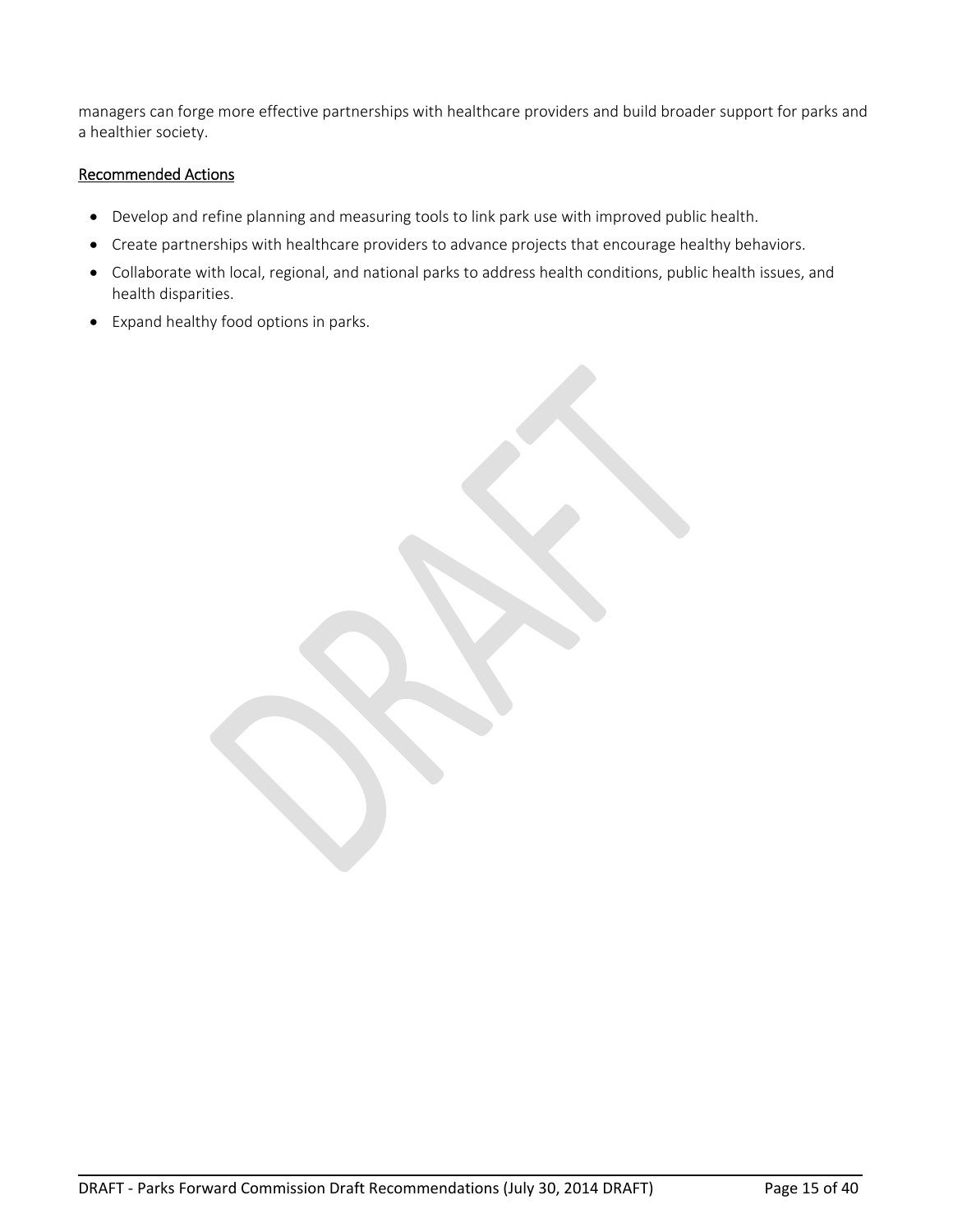managers can forge more effective partnerships with healthcare providers and build broader support for parks and a healthier society.

Recommended Actions

- Develop and refine planning and measuring tools to link park use with improved public health.
- Create partnerships with healthcare providers to advance projects that encourage healthy behaviors.
- Collaborate with local, regional, and national parks to address health conditions, public health issues, and health disparities.
- Expand healthy food options in parks.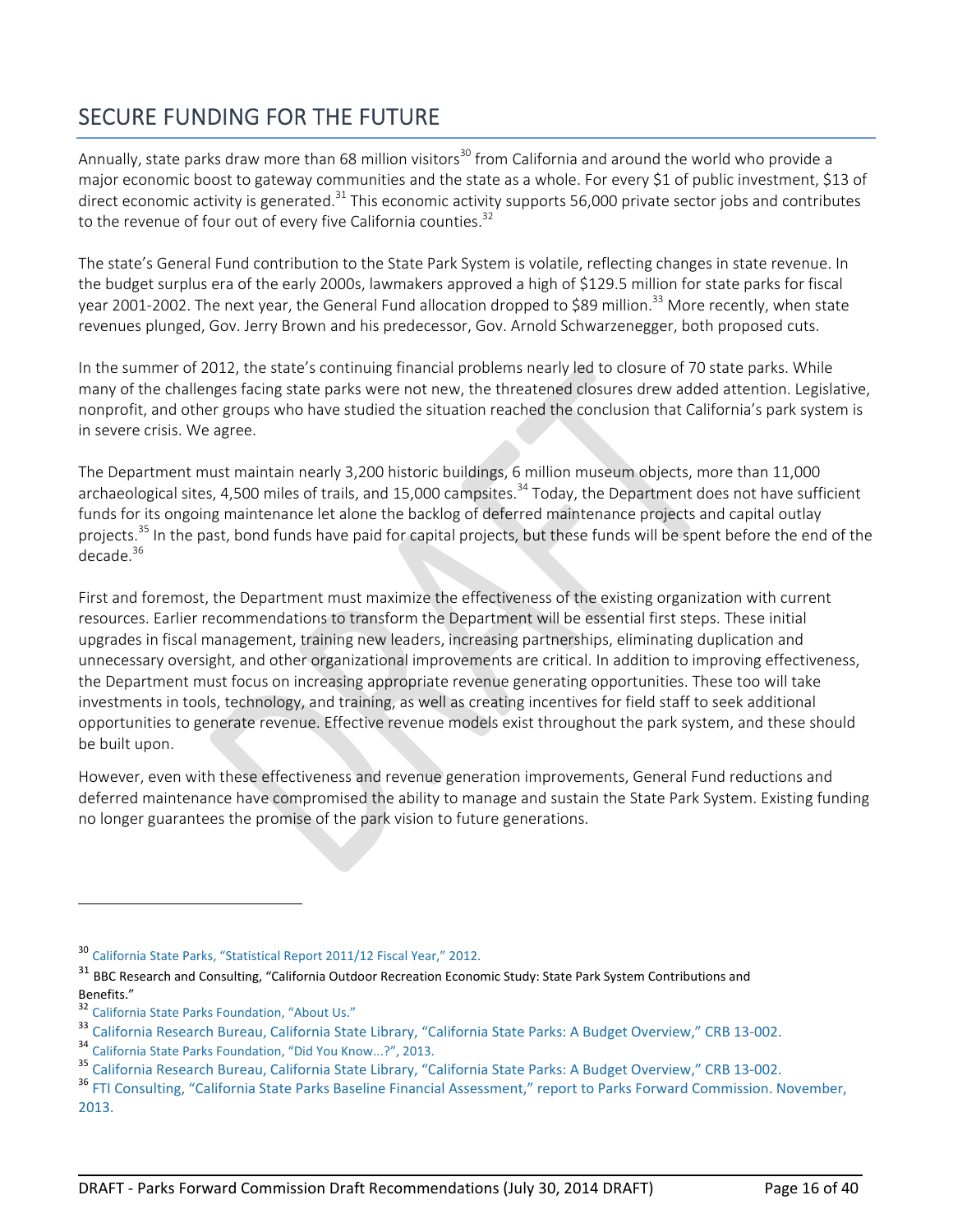## SECURE FUNDING FOR THE FUTURE

Annually, state parks draw more than 68 million visitors[30] from California and around the world who provide a major economic boost to gateway communities and the state as a whole. For every $1 of public investment, $13 of direct economic activity is generated.[31] This economic activity supports 56,000 private sector jobs and contributes to the revenue of four out of every five California counties.[32]

The state's General Fund contribution to the State Park System is volatile, reflecting changes in state revenue. In the budget surplus era of the early 2000s, lawmakers approved a high of $129.5 million for state parks for fiscal year 2001-2002. The next year, the General Fund allocation dropped to $89 million.[33] More recently, when state revenues plunged, Gov. Jerry Brown and his predecessor, Gov. Arnold Schwarzenegger, both proposed cuts.

In the summer of 2012, the state's continuing financial problems nearly led to closure of 70 state parks. While many of the challenges facing state parks were not new, the threatened closures drew added attention. Legislative, nonprofit, and other groups who have studied the situation reached the conclusion that California's park system is in severe crisis. We agree.

The Department must maintain nearly 3,200 historic buildings, 6 million museum objects, more than 11,000 archaeological sites, 4,500 miles of trails, and 15,000 campsites.[34] Today, the Department does not have sufficient funds for its ongoing maintenance let alone the backlog of deferred maintenance projects and capital outlay projects.[35] In the past, bond funds have paid for capital projects, but these funds will be spent before the end of the decade.[36]

First and foremost, the Department must maximize the effectiveness of the existing organization with current resources. Earlier recommendations to transform the Department will be essential first steps. These initial upgrades in fiscal management, training new leaders, increasing partnerships, eliminating duplication and unnecessary oversight, and other organizational improvements are critical. In addition to improving effectiveness, the Department must focus on increasing appropriate revenue generating opportunities. These too will take investments in tools, technology, and training, as well as creating incentives for field staff to seek additional opportunities to generate revenue. Effective revenue models exist throughout the park system, and these should be built upon.

However, even with these effectiveness and revenue generation improvements, General Fund reductions and deferred maintenance have compromised the ability to manage and sustain the State Park System. Existing funding no longer guarantees the promise of the park vision to future generations.

---

[30] California State Parks, "Statistical Report 2011/12 Fiscal Year," 2012.

[31] BBC Research and Consulting, "California Outdoor Recreation Economic Study: State Park System Contributions and Benefits."

[32] California State Parks Foundation, "About Us."

[33] California Research Bureau, California State Library, "California State Parks: A Budget Overview," CRB 13-002.

[34] California State Parks Foundation, "Did You Know...?", 2013.

[35] California Research Bureau, California State Library, "California State Parks: A Budget Overview," CRB 13-002.

[36] FTI Consulting, "California State Parks Baseline Financial Assessment," report to Parks Forward Commission. November, 2013.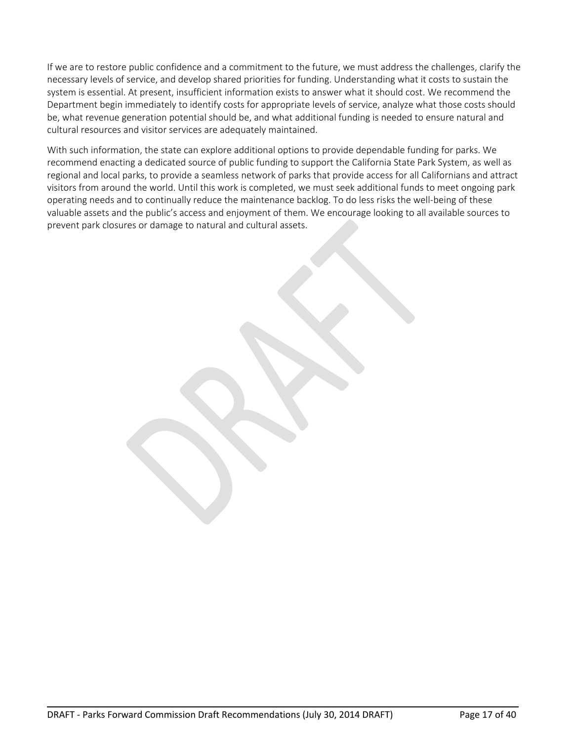If we are to restore public confidence and a commitment to the future, we must address the challenges, clarify the necessary levels of service, and develop shared priorities for funding. Understanding what it costs to sustain the system is essential. At present, insufficient information exists to answer what it should cost. We recommend the Department begin immediately to identify costs for appropriate levels of service, analyze what those costs should be, what revenue generation potential should be, and what additional funding is needed to ensure natural and cultural resources and visitor services are adequately maintained.

With such information, the state can explore additional options to provide dependable funding for parks. We recommend enacting a dedicated source of public funding to support the California State Park System, as well as regional and local parks, to provide a seamless network of parks that provide access for all Californians and attract visitors from around the world. Until this work is completed, we must seek additional funds to meet ongoing park operating needs and to continually reduce the maintenance backlog. To do less risks the well-being of these valuable assets and the public's access and enjoyment of them. We encourage looking to all available sources to prevent park closures or damage to natural and cultural assets.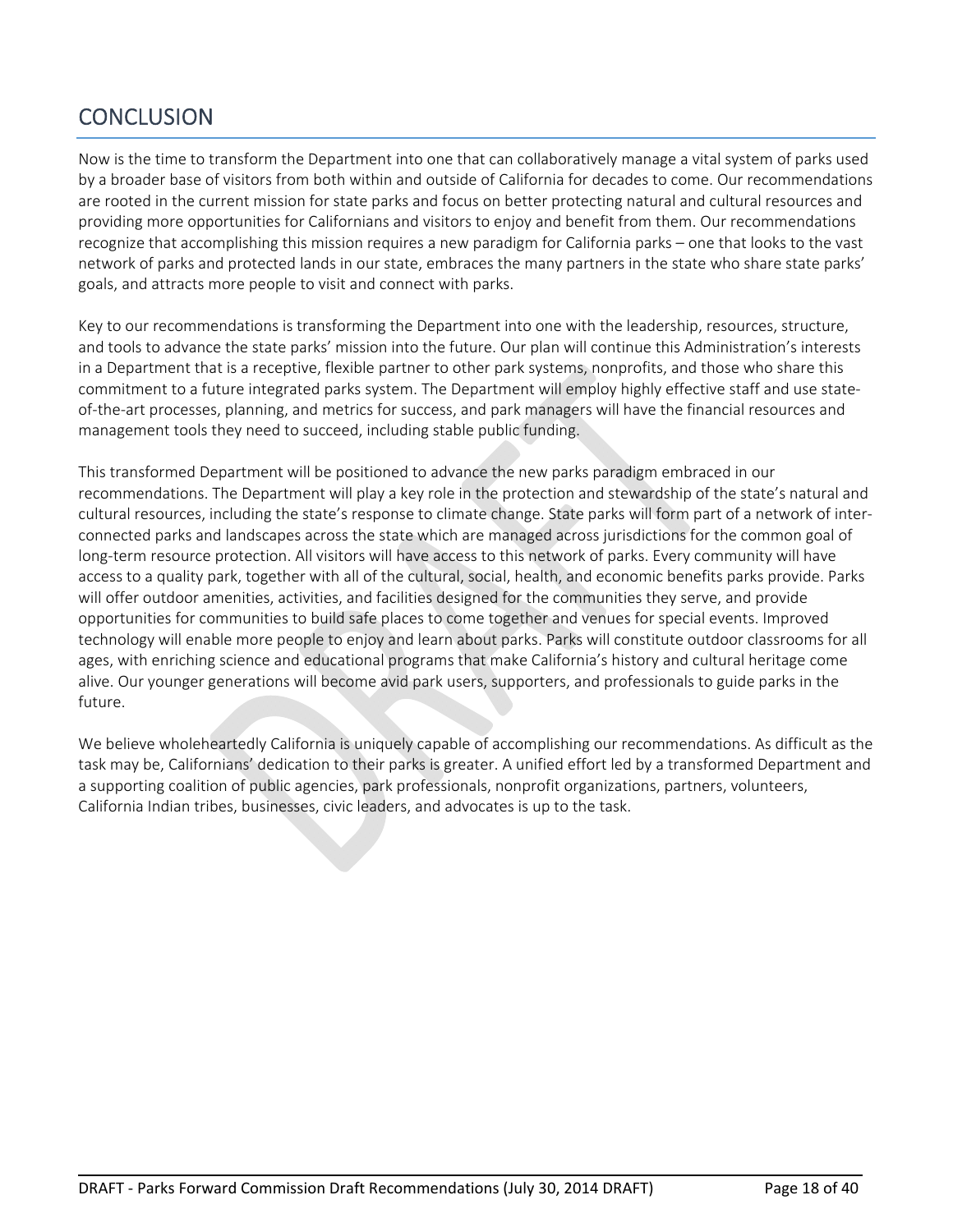## CONCLUSION

Now is the time to transform the Department into one that can collaboratively manage a vital system of parks used by a broader base of visitors from both within and outside of California for decades to come. Our recommendations are rooted in the current mission for state parks and focus on better protecting natural and cultural resources and providing more opportunities for Californians and visitors to enjoy and benefit from them. Our recommendations recognize that accomplishing this mission requires a new paradigm for California parks – one that looks to the vast network of parks and protected lands in our state, embraces the many partners in the state who share state parks' goals, and attracts more people to visit and connect with parks.

Key to our recommendations is transforming the Department into one with the leadership, resources, structure, and tools to advance the state parks' mission into the future. Our plan will continue this Administration's interests in a Department that is a receptive, flexible partner to other park systems, nonprofits, and those who share this commitment to a future integrated parks system. The Department will employ highly effective staff and use state-of-the-art processes, planning, and metrics for success, and park managers will have the financial resources and management tools they need to succeed, including stable public funding.

This transformed Department will be positioned to advance the new parks paradigm embraced in our recommendations. The Department will play a key role in the protection and stewardship of the state's natural and cultural resources, including the state's response to climate change. State parks will form part of a network of inter-connected parks and landscapes across the state which are managed across jurisdictions for the common goal of long-term resource protection. All visitors will have access to this network of parks. Every community will have access to a quality park, together with all of the cultural, social, health, and economic benefits parks provide. Parks will offer outdoor amenities, activities, and facilities designed for the communities they serve, and provide opportunities for communities to build safe places to come together and venues for special events. Improved technology will enable more people to enjoy and learn about parks. Parks will constitute outdoor classrooms for all ages, with enriching science and educational programs that make California's history and cultural heritage come alive. Our younger generations will become avid park users, supporters, and professionals to guide parks in the future.

We believe wholeheartedly California is uniquely capable of accomplishing our recommendations. As difficult as the task may be, Californians' dedication to their parks is greater. A unified effort led by a transformed Department and a supporting coalition of public agencies, park professionals, nonprofit organizations, partners, volunteers, California Indian tribes, businesses, civic leaders, and advocates is up to the task.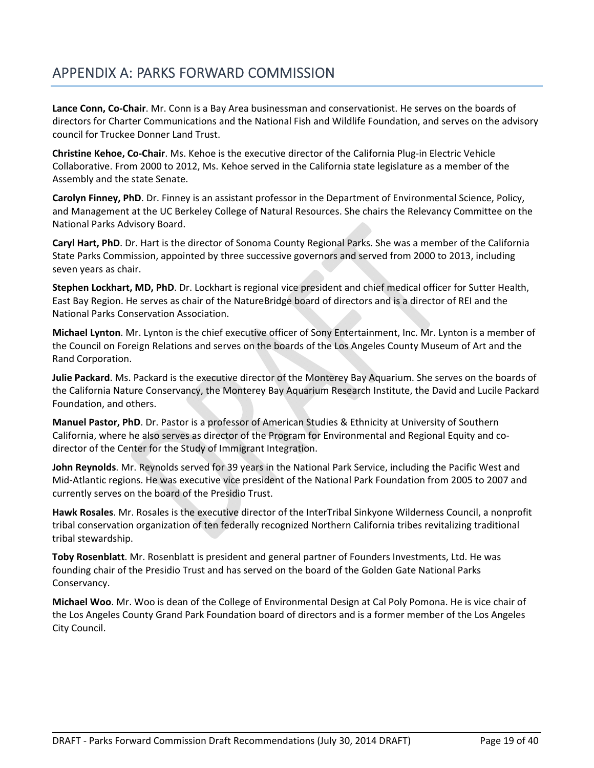# APPENDIX A: PARKS FORWARD COMMISSION

**Lance Conn, Co-Chair**. Mr. Conn is a Bay Area businessman and conservationist. He serves on the boards of directors for Charter Communications and the National Fish and Wildlife Foundation, and serves on the advisory council for Truckee Donner Land Trust.

**Christine Kehoe, Co-Chair**. Ms. Kehoe is the executive director of the California Plug-in Electric Vehicle Collaborative. From 2000 to 2012, Ms. Kehoe served in the California state legislature as a member of the Assembly and the state Senate.

**Carolyn Finney, PhD**. Dr. Finney is an assistant professor in the Department of Environmental Science, Policy, and Management at the UC Berkeley College of Natural Resources. She chairs the Relevancy Committee on the National Parks Advisory Board.

**Caryl Hart, PhD**. Dr. Hart is the director of Sonoma County Regional Parks. She was a member of the California State Parks Commission, appointed by three successive governors and served from 2000 to 2013, including seven years as chair.

**Stephen Lockhart, MD, PhD**. Dr. Lockhart is regional vice president and chief medical officer for Sutter Health, East Bay Region. He serves as chair of the NatureBridge board of directors and is a director of REI and the National Parks Conservation Association.

**Michael Lynton**. Mr. Lynton is the chief executive officer of Sony Entertainment, Inc. Mr. Lynton is a member of the Council on Foreign Relations and serves on the boards of the Los Angeles County Museum of Art and the Rand Corporation.

**Julie Packard**. Ms. Packard is the executive director of the Monterey Bay Aquarium. She serves on the boards of the California Nature Conservancy, the Monterey Bay Aquarium Research Institute, the David and Lucile Packard Foundation, and others.

**Manuel Pastor, PhD**. Dr. Pastor is a professor of American Studies & Ethnicity at University of Southern California, where he also serves as director of the Program for Environmental and Regional Equity and co-director of the Center for the Study of Immigrant Integration.

**John Reynolds**. Mr. Reynolds served for 39 years in the National Park Service, including the Pacific West and Mid-Atlantic regions. He was executive vice president of the National Park Foundation from 2005 to 2007 and currently serves on the board of the Presidio Trust.

**Hawk Rosales**. Mr. Rosales is the executive director of the InterTribal Sinkyone Wilderness Council, a nonprofit tribal conservation organization of ten federally recognized Northern California tribes revitalizing traditional tribal stewardship.

**Toby Rosenblatt**. Mr. Rosenblatt is president and general partner of Founders Investments, Ltd. He was founding chair of the Presidio Trust and has served on the board of the Golden Gate National Parks Conservancy.

**Michael Woo**. Mr. Woo is dean of the College of Environmental Design at Cal Poly Pomona. He is vice chair of the Los Angeles County Grand Park Foundation board of directors and is a former member of the Los Angeles City Council.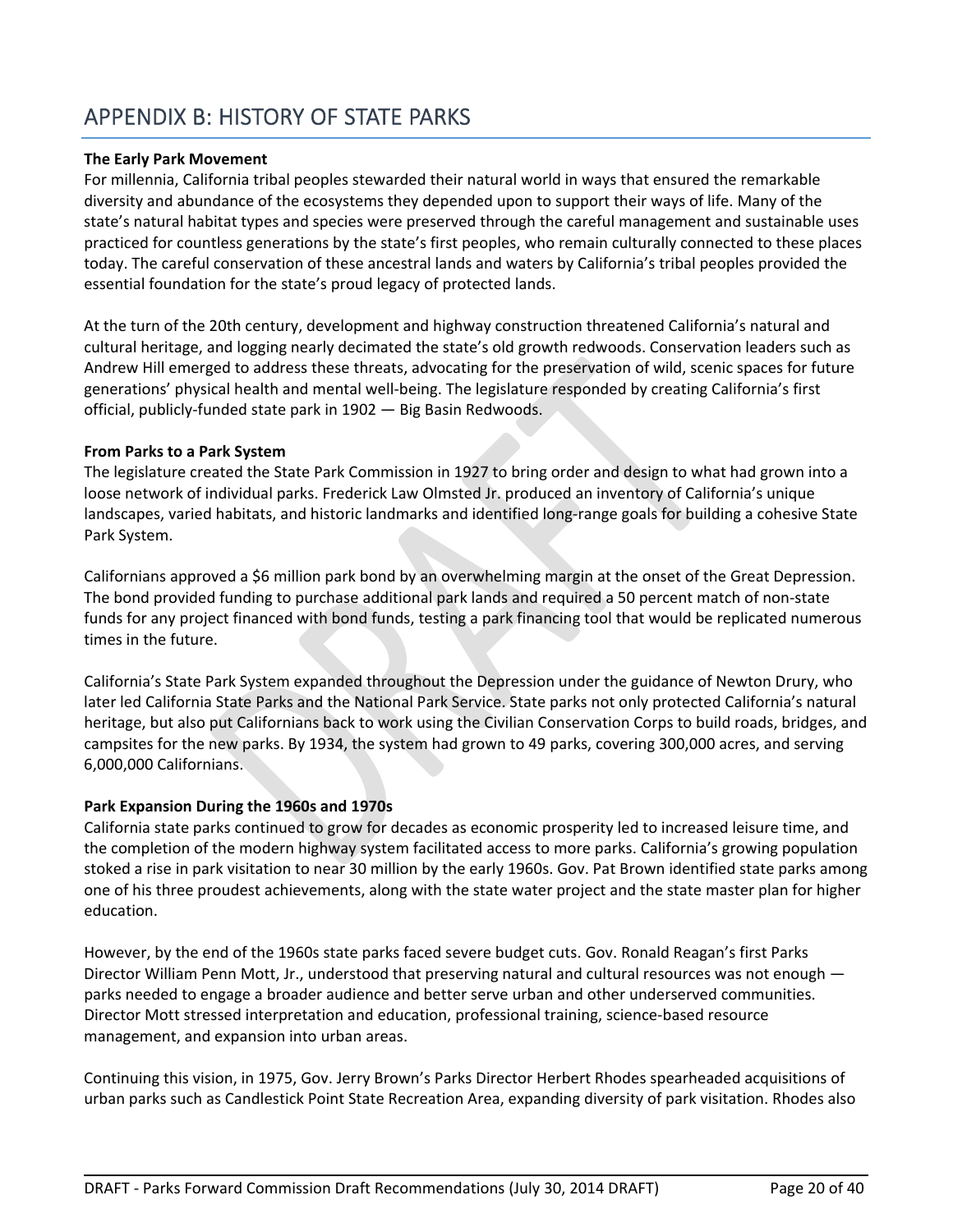# APPENDIX B: HISTORY OF STATE PARKS

**The Early Park Movement**

For millennia, California tribal peoples stewarded their natural world in ways that ensured the remarkable diversity and abundance of the ecosystems they depended upon to support their ways of life. Many of the state's natural habitat types and species were preserved through the careful management and sustainable uses practiced for countless generations by the state's first peoples, who remain culturally connected to these places today. The careful conservation of these ancestral lands and waters by California's tribal peoples provided the essential foundation for the state's proud legacy of protected lands.

At the turn of the 20th century, development and highway construction threatened California's natural and cultural heritage, and logging nearly decimated the state's old growth redwoods. Conservation leaders such as Andrew Hill emerged to address these threats, advocating for the preservation of wild, scenic spaces for future generations' physical health and mental well-being. The legislature responded by creating California's first official, publicly-funded state park in 1902 — Big Basin Redwoods.

**From Parks to a Park System**

The legislature created the State Park Commission in 1927 to bring order and design to what had grown into a loose network of individual parks. Frederick Law Olmsted Jr. produced an inventory of California's unique landscapes, varied habitats, and historic landmarks and identified long-range goals for building a cohesive State Park System.

Californians approved a $6 million park bond by an overwhelming margin at the onset of the Great Depression. The bond provided funding to purchase additional park lands and required a 50 percent match of non-state funds for any project financed with bond funds, testing a park financing tool that would be replicated numerous times in the future.

California's State Park System expanded throughout the Depression under the guidance of Newton Drury, who later led California State Parks and the National Park Service. State parks not only protected California's natural heritage, but also put Californians back to work using the Civilian Conservation Corps to build roads, bridges, and campsites for the new parks. By 1934, the system had grown to 49 parks, covering 300,000 acres, and serving 6,000,000 Californians.

**Park Expansion During the 1960s and 1970s**

California state parks continued to grow for decades as economic prosperity led to increased leisure time, and the completion of the modern highway system facilitated access to more parks. California's growing population stoked a rise in park visitation to near 30 million by the early 1960s. Gov. Pat Brown identified state parks among one of his three proudest achievements, along with the state water project and the state master plan for higher education.

However, by the end of the 1960s state parks faced severe budget cuts. Gov. Ronald Reagan's first Parks Director William Penn Mott, Jr., understood that preserving natural and cultural resources was not enough — parks needed to engage a broader audience and better serve urban and other underserved communities. Director Mott stressed interpretation and education, professional training, science-based resource management, and expansion into urban areas.

Continuing this vision, in 1975, Gov. Jerry Brown's Parks Director Herbert Rhodes spearheaded acquisitions of urban parks such as Candlestick Point State Recreation Area, expanding diversity of park visitation. Rhodes also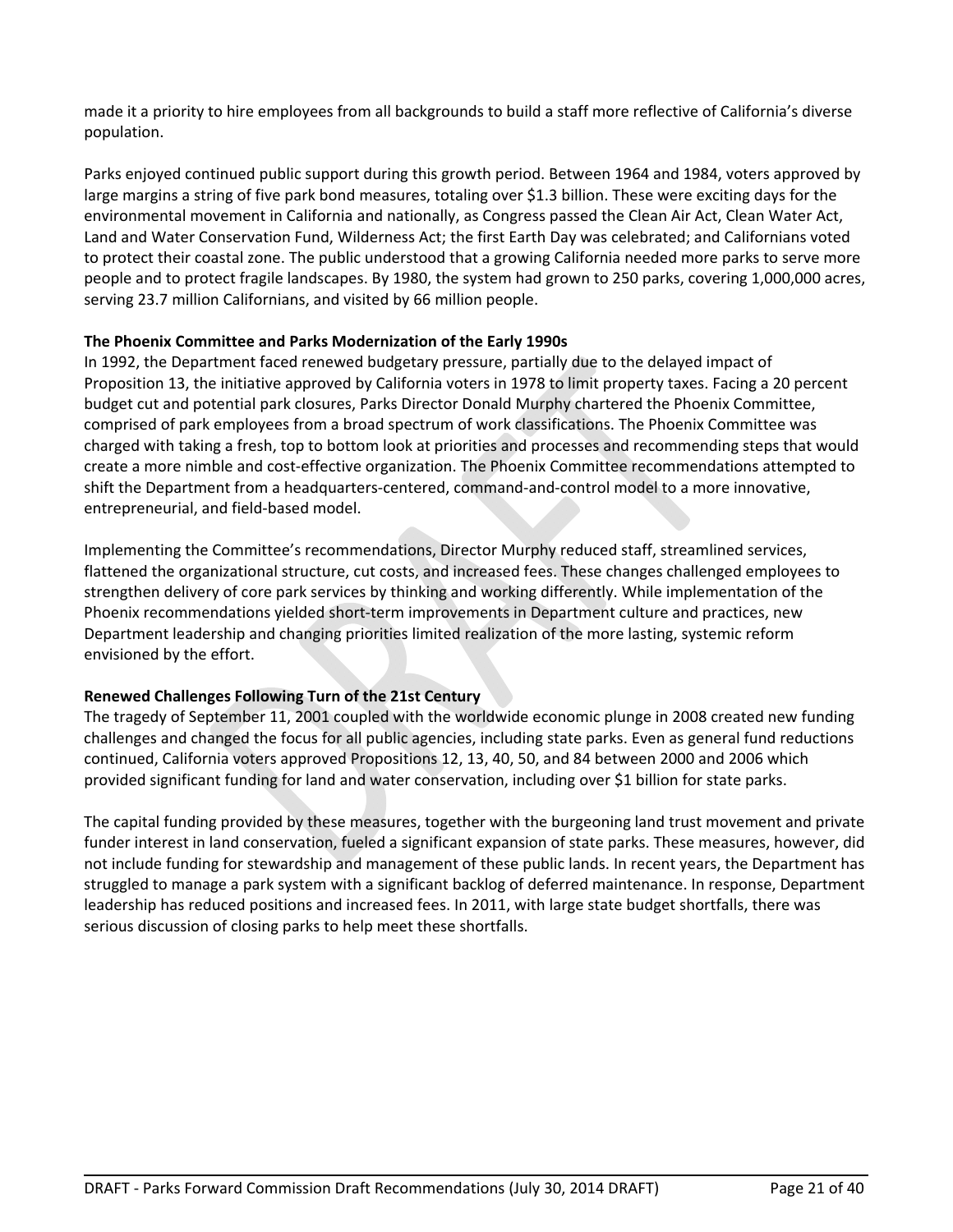made it a priority to hire employees from all backgrounds to build a staff more reflective of California's diverse population.

Parks enjoyed continued public support during this growth period. Between 1964 and 1984, voters approved by large margins a string of five park bond measures, totaling over $1.3 billion. These were exciting days for the environmental movement in California and nationally, as Congress passed the Clean Air Act, Clean Water Act, Land and Water Conservation Fund, Wilderness Act; the first Earth Day was celebrated; and Californians voted to protect their coastal zone. The public understood that a growing California needed more parks to serve more people and to protect fragile landscapes. By 1980, the system had grown to 250 parks, covering 1,000,000 acres, serving 23.7 million Californians, and visited by 66 million people.

**The Phoenix Committee and Parks Modernization of the Early 1990s**

In 1992, the Department faced renewed budgetary pressure, partially due to the delayed impact of Proposition 13, the initiative approved by California voters in 1978 to limit property taxes. Facing a 20 percent budget cut and potential park closures, Parks Director Donald Murphy chartered the Phoenix Committee, comprised of park employees from a broad spectrum of work classifications. The Phoenix Committee was charged with taking a fresh, top to bottom look at priorities and processes and recommending steps that would create a more nimble and cost-effective organization. The Phoenix Committee recommendations attempted to shift the Department from a headquarters-centered, command-and-control model to a more innovative, entrepreneurial, and field-based model.

Implementing the Committee's recommendations, Director Murphy reduced staff, streamlined services, flattened the organizational structure, cut costs, and increased fees. These changes challenged employees to strengthen delivery of core park services by thinking and working differently. While implementation of the Phoenix recommendations yielded short-term improvements in Department culture and practices, new Department leadership and changing priorities limited realization of the more lasting, systemic reform envisioned by the effort.

**Renewed Challenges Following Turn of the 21st Century**

The tragedy of September 11, 2001 coupled with the worldwide economic plunge in 2008 created new funding challenges and changed the focus for all public agencies, including state parks. Even as general fund reductions continued, California voters approved Propositions 12, 13, 40, 50, and 84 between 2000 and 2006 which provided significant funding for land and water conservation, including over $1 billion for state parks.

The capital funding provided by these measures, together with the burgeoning land trust movement and private funder interest in land conservation, fueled a significant expansion of state parks. These measures, however, did not include funding for stewardship and management of these public lands. In recent years, the Department has struggled to manage a park system with a significant backlog of deferred maintenance. In response, Department leadership has reduced positions and increased fees. In 2011, with large state budget shortfalls, there was serious discussion of closing parks to help meet these shortfalls.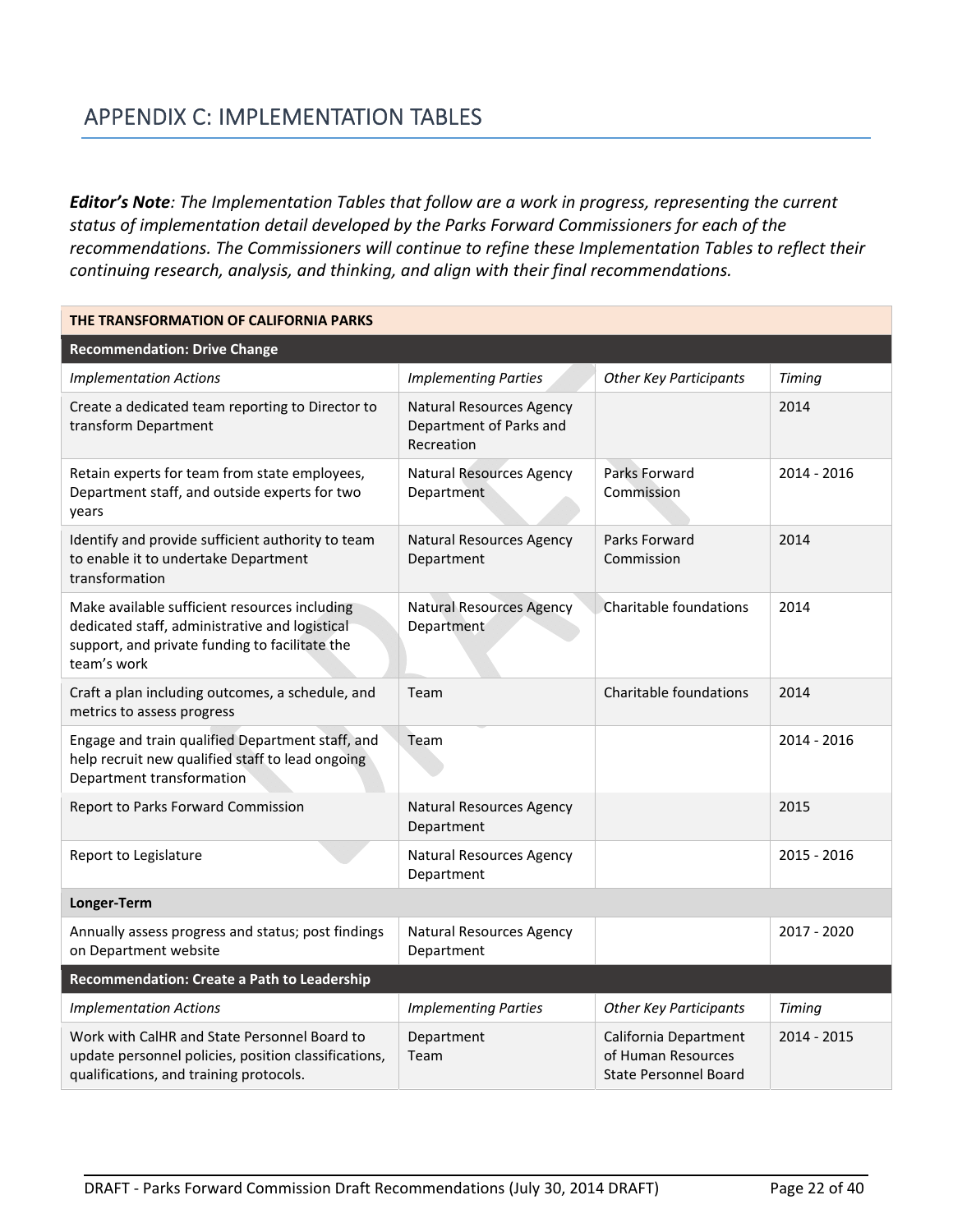# APPENDIX C: IMPLEMENTATION TABLES

***Editor's Note**: The Implementation Tables that follow are a work in progress, representing the current status of implementation detail developed by the Parks Forward Commissioners for each of the recommendations. The Commissioners will continue to refine these Implementation Tables to reflect their continuing research, analysis, and thinking, and align with their final recommendations.*

| **THE TRANSFORMATION OF CALIFORNIA PARKS** | | | |
|---|---|---|---|
| **Recommendation: Drive Change** | | | |
| *Implementation Actions* | *Implementing Parties* | *Other Key Participants* | *Timing* |
| Create a dedicated team reporting to Director to transform Department | Natural Resources Agency<br>Department of Parks and Recreation | | 2014 |
| Retain experts for team from state employees, Department staff, and outside experts for two years | Natural Resources Agency<br>Department | Parks Forward Commission | 2014 - 2016 |
| Identify and provide sufficient authority to team to enable it to undertake Department transformation | Natural Resources Agency<br>Department | Parks Forward Commission | 2014 |
| Make available sufficient resources including dedicated staff, administrative and logistical support, and private funding to facilitate the team's work | Natural Resources Agency<br>Department | Charitable foundations | 2014 |
| Craft a plan including outcomes, a schedule, and metrics to assess progress | Team | Charitable foundations | 2014 |
| Engage and train qualified Department staff, and help recruit new qualified staff to lead ongoing Department transformation | Team | | 2014 - 2016 |
| Report to Parks Forward Commission | Natural Resources Agency<br>Department | | 2015 |
| Report to Legislature | Natural Resources Agency<br>Department | | 2015 - 2016 |
| **Longer-Term** | | | |
| Annually assess progress and status; post findings on Department website | Natural Resources Agency<br>Department | | 2017 - 2020 |
| **Recommendation: Create a Path to Leadership** | | | |
| *Implementation Actions* | *Implementing Parties* | *Other Key Participants* | *Timing* |
| Work with CalHR and State Personnel Board to update personnel policies, position classifications, qualifications, and training protocols. | Department<br>Team | California Department of Human Resources<br>State Personnel Board | 2014 - 2015 |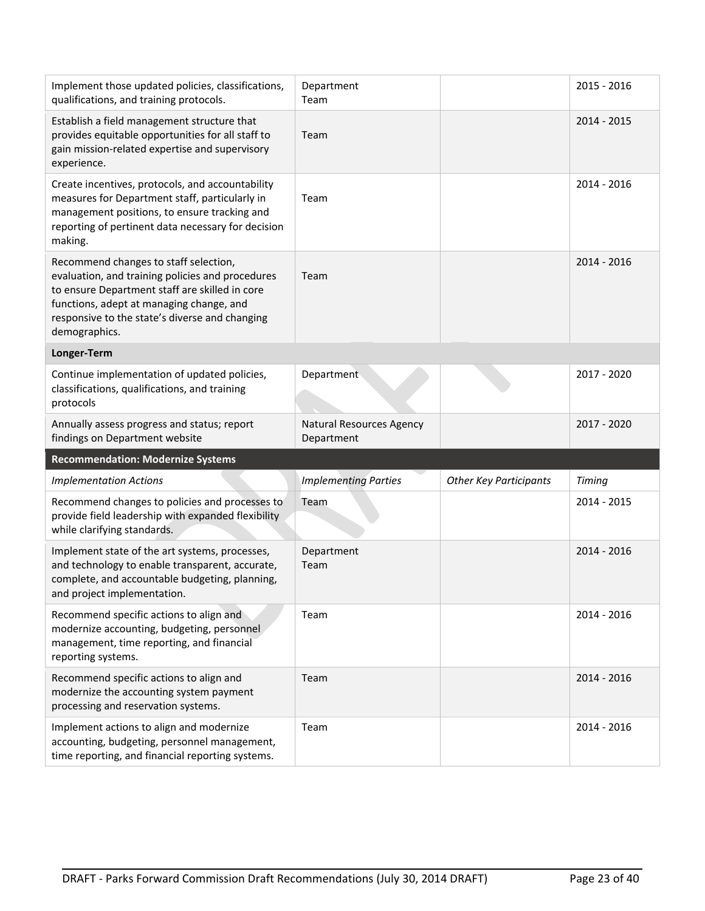| | | | |
|---|---|---|---|
| Implement those updated policies, classifications, qualifications, and training protocols. | Department<br>Team | | 2015 - 2016 |
| Establish a field management structure that provides equitable opportunities for all staff to gain mission-related expertise and supervisory experience. | Team | | 2014 - 2015 |
| Create incentives, protocols, and accountability measures for Department staff, particularly in management positions, to ensure tracking and reporting of pertinent data necessary for decision making. | Team | | 2014 - 2016 |
| Recommend changes to staff selection, evaluation, and training policies and procedures to ensure Department staff are skilled in core functions, adept at managing change, and responsive to the state's diverse and changing demographics. | Team | | 2014 - 2016 |
| **Longer-Term** | | | |
| Continue implementation of updated policies, classifications, qualifications, and training protocols | Department | | 2017 - 2020 |
| Annually assess progress and status; report findings on Department website | Natural Resources Agency<br>Department | | 2017 - 2020 |

**Recommendation: Modernize Systems**

| *Implementation Actions* | *Implementing Parties* | *Other Key Participants* | *Timing* |
|---|---|---|---|
| Recommend changes to policies and processes to provide field leadership with expanded flexibility while clarifying standards. | Team | | 2014 - 2015 |
| Implement state of the art systems, processes, and technology to enable transparent, accurate, complete, and accountable budgeting, planning, and project implementation. | Department<br>Team | | 2014 - 2016 |
| Recommend specific actions to align and modernize accounting, budgeting, personnel management, time reporting, and financial reporting systems. | Team | | 2014 - 2016 |
| Recommend specific actions to align and modernize the accounting system payment processing and reservation systems. | Team | | 2014 - 2016 |
| Implement actions to align and modernize accounting, budgeting, personnel management, time reporting, and financial reporting systems. | Team | | 2014 - 2016 |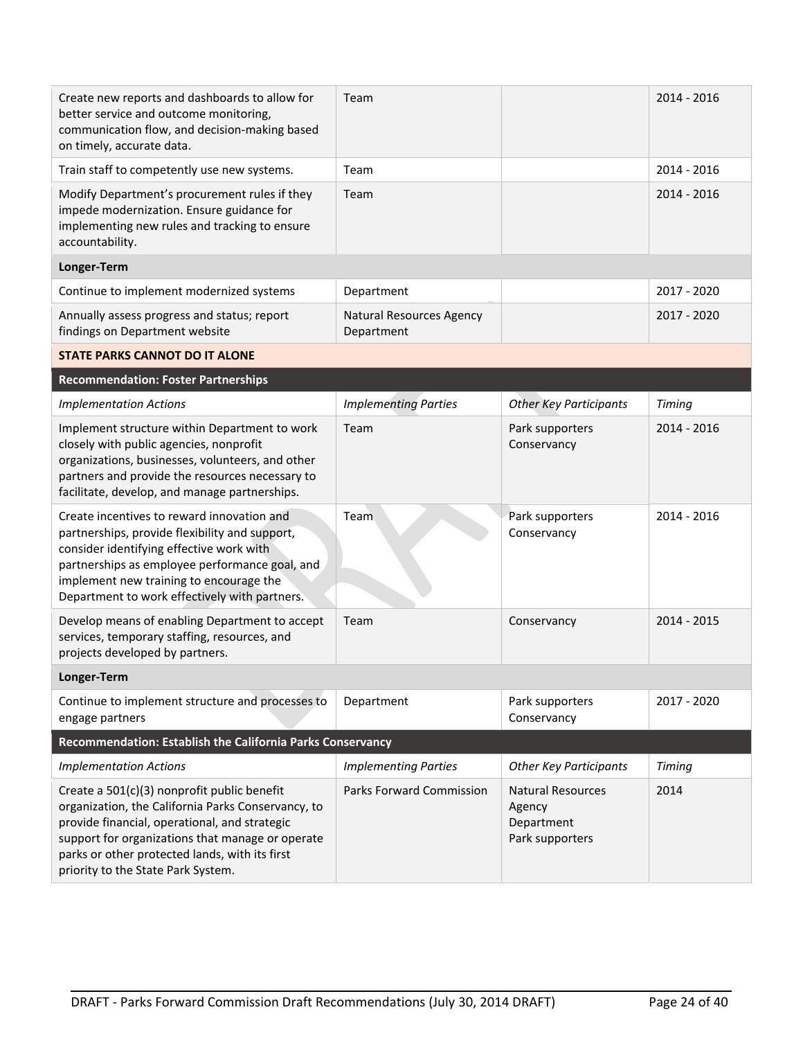| | | | |
|---|---|---|---|
| Create new reports and dashboards to allow for better service and outcome monitoring, communication flow, and decision-making based on timely, accurate data. | Team | | 2014 - 2016 |
| Train staff to competently use new systems. | Team | | 2014 - 2016 |
| Modify Department's procurement rules if they impede modernization. Ensure guidance for implementing new rules and tracking to ensure accountability. | Team | | 2014 - 2016 |
| **Longer-Term** | | | |
| Continue to implement modernized systems | Department | | 2017 - 2020 |
| Annually assess progress and status; report findings on Department website | Natural Resources Agency<br>Department | | 2017 - 2020 |
| **STATE PARKS CANNOT DO IT ALONE** | | | |
| **Recommendation: Foster Partnerships** | | | |
| *Implementation Actions* | *Implementing Parties* | *Other Key Participants* | *Timing* |
| Implement structure within Department to work closely with public agencies, nonprofit organizations, businesses, volunteers, and other partners and provide the resources necessary to facilitate, develop, and manage partnerships. | Team | Park supporters<br>Conservancy | 2014 - 2016 |
| Create incentives to reward innovation and partnerships, provide flexibility and support, consider identifying effective work with partnerships as employee performance goal, and implement new training to encourage the Department to work effectively with partners. | Team | Park supporters<br>Conservancy | 2014 - 2016 |
| Develop means of enabling Department to accept services, temporary staffing, resources, and projects developed by partners. | Team | Conservancy | 2014 - 2015 |
| **Longer-Term** | | | |
| Continue to implement structure and processes to engage partners | Department | Park supporters<br>Conservancy | 2017 - 2020 |
| **Recommendation: Establish the California Parks Conservancy** | | | |
| *Implementation Actions* | *Implementing Parties* | *Other Key Participants* | *Timing* |
| Create a 501(c)(3) nonprofit public benefit organization, the California Parks Conservancy, to provide financial, operational, and strategic support for organizations that manage or operate parks or other protected lands, with its first priority to the State Park System. | Parks Forward Commission | Natural Resources Agency<br>Department<br>Park supporters | 2014 |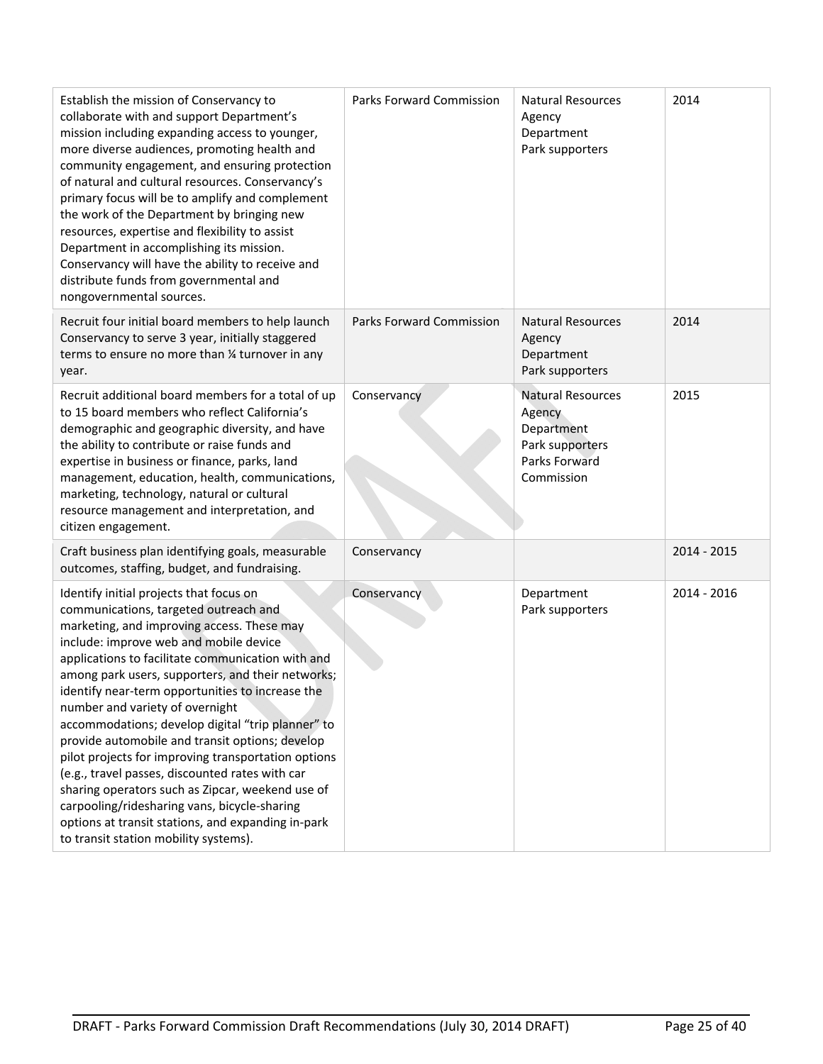| | | | |
|---|---|---|---|
| Establish the mission of Conservancy to collaborate with and support Department's mission including expanding access to younger, more diverse audiences, promoting health and community engagement, and ensuring protection of natural and cultural resources. Conservancy's primary focus will be to amplify and complement the work of the Department by bringing new resources, expertise and flexibility to assist Department in accomplishing its mission. Conservancy will have the ability to receive and distribute funds from governmental and nongovernmental sources. | Parks Forward Commission | Natural Resources Agency<br>Department<br>Park supporters | 2014 |
| Recruit four initial board members to help launch Conservancy to serve 3 year, initially staggered terms to ensure no more than ¼ turnover in any year. | Parks Forward Commission | Natural Resources Agency<br>Department<br>Park supporters | 2014 |
| Recruit additional board members for a total of up to 15 board members who reflect California's demographic and geographic diversity, and have the ability to contribute or raise funds and expertise in business or finance, parks, land management, education, health, communications, marketing, technology, natural or cultural resource management and interpretation, and citizen engagement. | Conservancy | Natural Resources Agency<br>Department<br>Park supporters<br>Parks Forward Commission | 2015 |
| Craft business plan identifying goals, measurable outcomes, staffing, budget, and fundraising. | Conservancy | | 2014 - 2015 |
| Identify initial projects that focus on communications, targeted outreach and marketing, and improving access. These may include: improve web and mobile device applications to facilitate communication with and among park users, supporters, and their networks; identify near-term opportunities to increase the number and variety of overnight accommodations; develop digital "trip planner" to provide automobile and transit options; develop pilot projects for improving transportation options (e.g., travel passes, discounted rates with car sharing operators such as Zipcar, weekend use of carpooling/ridesharing vans, bicycle-sharing options at transit stations, and expanding in-park to transit station mobility systems). | Conservancy | Department<br>Park supporters | 2014 - 2016 |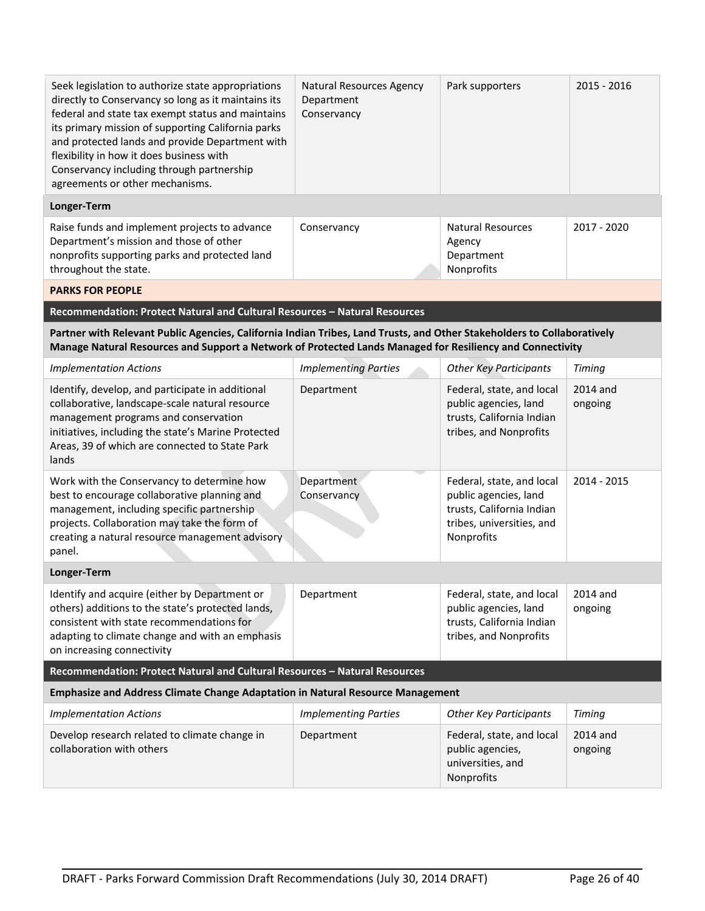| | | | |
|---|---|---|---|
| Seek legislation to authorize state appropriations directly to Conservancy so long as it maintains its federal and state tax exempt status and maintains its primary mission of supporting California parks and protected lands and provide Department with flexibility in how it does business with Conservancy including through partnership agreements or other mechanisms. | Natural Resources Agency<br>Department<br>Conservancy | Park supporters | 2015 - 2016 |
| **Longer-Term** | | | |
| Raise funds and implement projects to advance Department's mission and those of other nonprofits supporting parks and protected land throughout the state. | Conservancy | Natural Resources Agency<br>Department<br>Nonprofits | 2017 - 2020 |

**PARKS FOR PEOPLE**

**Recommendation: Protect Natural and Cultural Resources – Natural Resources**

**Partner with Relevant Public Agencies, California Indian Tribes, Land Trusts, and Other Stakeholders to Collaboratively Manage Natural Resources and Support a Network of Protected Lands Managed for Resiliency and Connectivity**

| *Implementation Actions* | *Implementing Parties* | *Other Key Participants* | *Timing* |
|---|---|---|---|
| Identify, develop, and participate in additional collaborative, landscape-scale natural resource management programs and conservation initiatives, including the state's Marine Protected Areas, 39 of which are connected to State Park lands | Department | Federal, state, and local public agencies, land trusts, California Indian tribes, and Nonprofits | 2014 and ongoing |
| Work with the Conservancy to determine how best to encourage collaborative planning and management, including specific partnership projects. Collaboration may take the form of creating a natural resource management advisory panel. | Department<br>Conservancy | Federal, state, and local public agencies, land trusts, California Indian tribes, universities, and Nonprofits | 2014 - 2015 |
| **Longer-Term** | | | |
| Identify and acquire (either by Department or others) additions to the state's protected lands, consistent with state recommendations for adapting to climate change and with an emphasis on increasing connectivity | Department | Federal, state, and local public agencies, land trusts, California Indian tribes, and Nonprofits | 2014 and ongoing |

**Recommendation: Protect Natural and Cultural Resources – Natural Resources**

**Emphasize and Address Climate Change Adaptation in Natural Resource Management**

| *Implementation Actions* | *Implementing Parties* | *Other Key Participants* | *Timing* |
|---|---|---|---|
| Develop research related to climate change in collaboration with others | Department | Federal, state, and local public agencies, universities, and Nonprofits | 2014 and ongoing |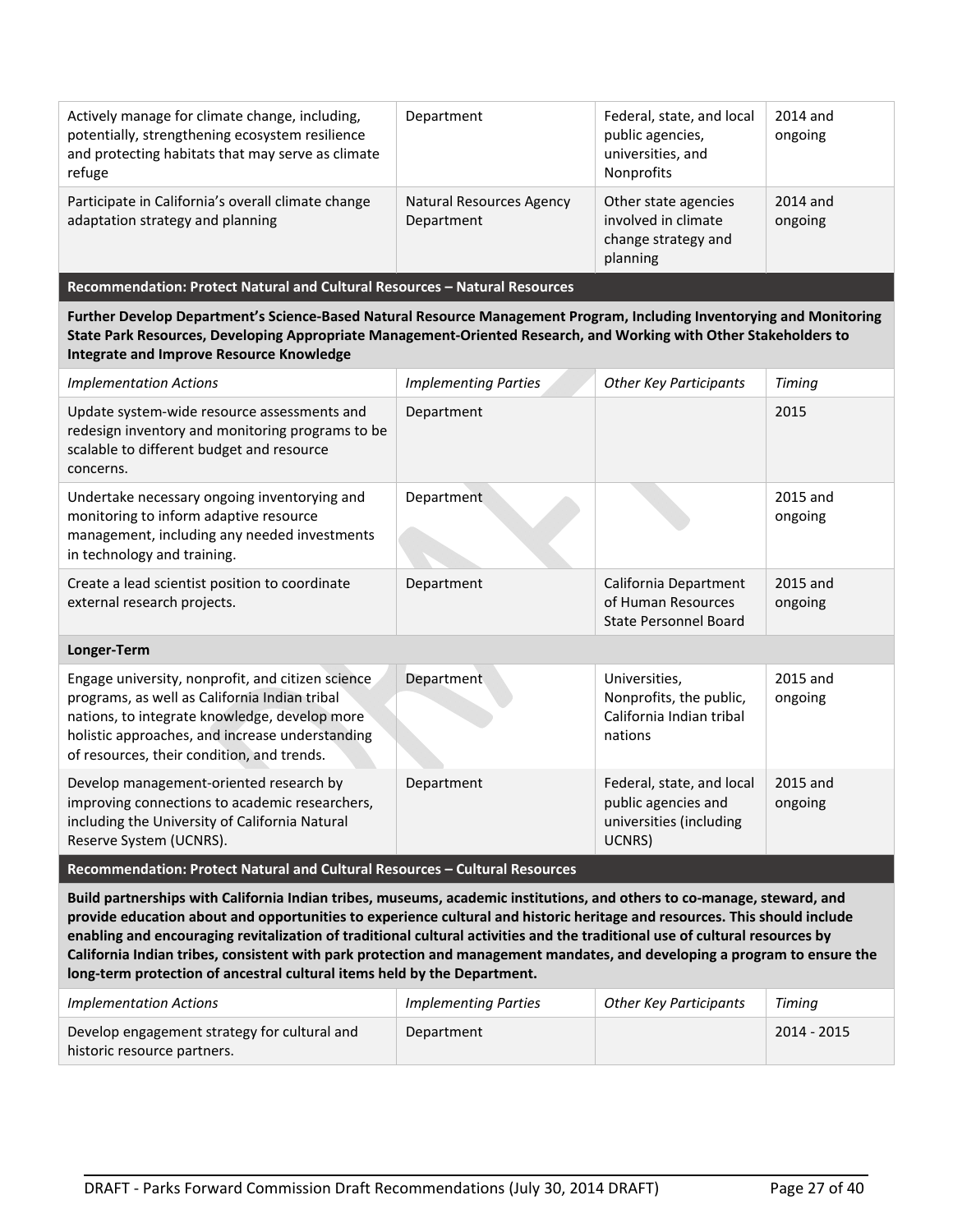| Actively manage for climate change, including, potentially, strengthening ecosystem resilience and protecting habitats that may serve as climate refuge | Department | Federal, state, and local public agencies, universities, and Nonprofits | 2014 and ongoing |
|---|---|---|---|
| Participate in California's overall climate change adaptation strategy and planning | Natural Resources Agency Department | Other state agencies involved in climate change strategy and planning | 2014 and ongoing |
| **Recommendation: Protect Natural and Cultural Resources – Natural Resources** | | | |
| **Further Develop Department's Science-Based Natural Resource Management Program, Including Inventorying and Monitoring State Park Resources, Developing Appropriate Management-Oriented Research, and Working with Other Stakeholders to Integrate and Improve Resource Knowledge** | | | |
| *Implementation Actions* | *Implementing Parties* | *Other Key Participants* | *Timing* |
| Update system-wide resource assessments and redesign inventory and monitoring programs to be scalable to different budget and resource concerns. | Department | | 2015 |
| Undertake necessary ongoing inventorying and monitoring to inform adaptive resource management, including any needed investments in technology and training. | Department | | 2015 and ongoing |
| Create a lead scientist position to coordinate external research projects. | Department | California Department of Human Resources State Personnel Board | 2015 and ongoing |
| **Longer-Term** | | | |
| Engage university, nonprofit, and citizen science programs, as well as California Indian tribal nations, to integrate knowledge, develop more holistic approaches, and increase understanding of resources, their condition, and trends. | Department | Universities, Nonprofits, the public, California Indian tribal nations | 2015 and ongoing |
| Develop management-oriented research by improving connections to academic researchers, including the University of California Natural Reserve System (UCNRS). | Department | Federal, state, and local public agencies and universities (including UCNRS) | 2015 and ongoing |
| **Recommendation: Protect Natural and Cultural Resources – Cultural Resources** | | | |
| **Build partnerships with California Indian tribes, museums, academic institutions, and others to co-manage, steward, and provide education about and opportunities to experience cultural and historic heritage and resources. This should include enabling and encouraging revitalization of traditional cultural activities and the traditional use of cultural resources by California Indian tribes, consistent with park protection and management mandates, and developing a program to ensure the long-term protection of ancestral cultural items held by the Department.** | | | |
| *Implementation Actions* | *Implementing Parties* | *Other Key Participants* | *Timing* |
| Develop engagement strategy for cultural and historic resource partners. | Department | | 2014 - 2015 |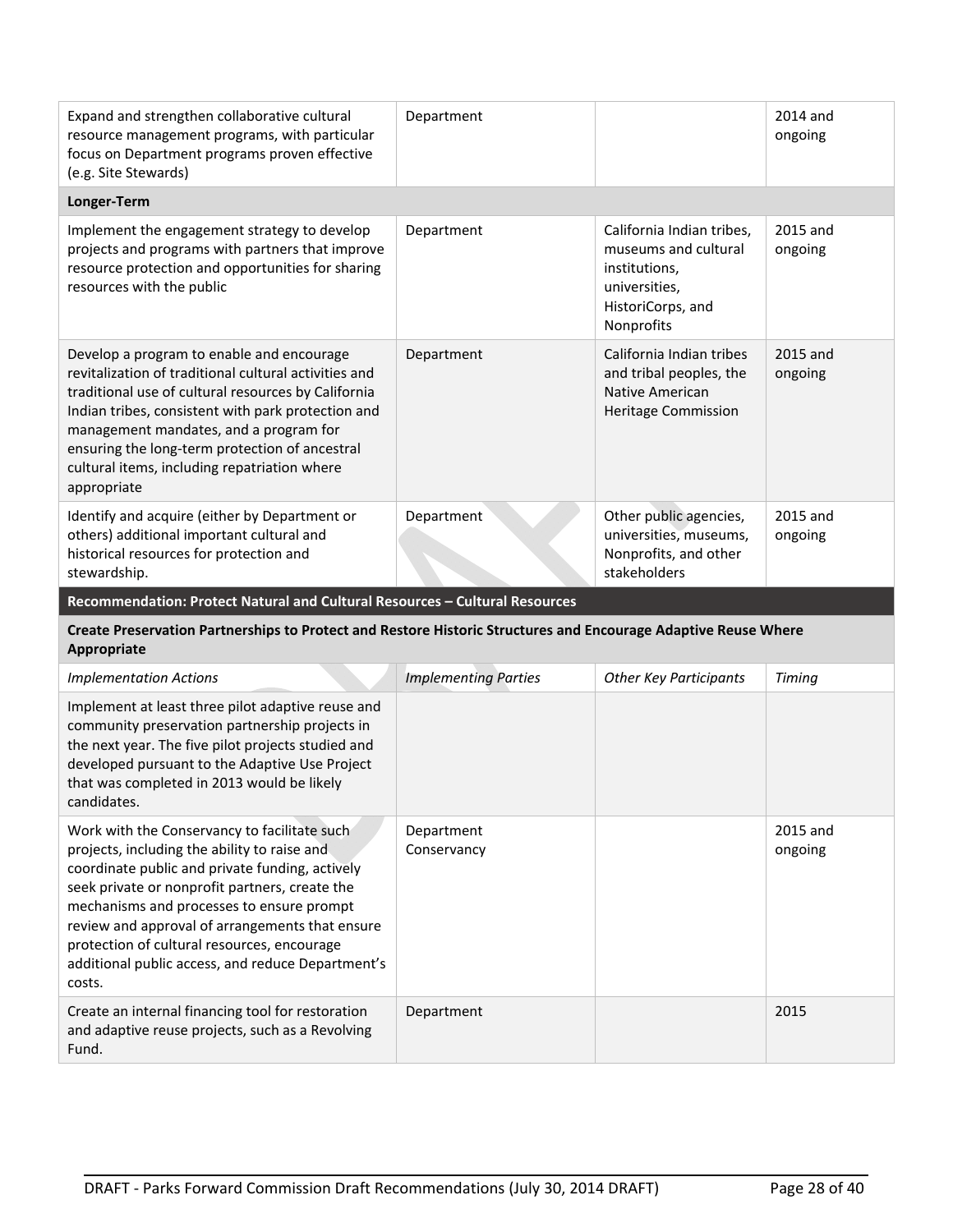| | | | |
|---|---|---|---|
| Expand and strengthen collaborative cultural resource management programs, with particular focus on Department programs proven effective (e.g. Site Stewards) | Department | | 2014 and ongoing |
| **Longer-Term** | | | |
| Implement the engagement strategy to develop projects and programs with partners that improve resource protection and opportunities for sharing resources with the public | Department | California Indian tribes, museums and cultural institutions, universities, HistoriCorps, and Nonprofits | 2015 and ongoing |
| Develop a program to enable and encourage revitalization of traditional cultural activities and traditional use of cultural resources by California Indian tribes, consistent with park protection and management mandates, and a program for ensuring the long-term protection of ancestral cultural items, including repatriation where appropriate | Department | California Indian tribes and tribal peoples, the Native American Heritage Commission | 2015 and ongoing |
| Identify and acquire (either by Department or others) additional important cultural and historical resources for protection and stewardship. | Department | Other public agencies, universities, museums, Nonprofits, and other stakeholders | 2015 and ongoing |

| **Recommendation: Protect Natural and Cultural Resources – Cultural Resources** | | | |
|---|---|---|---|
| **Create Preservation Partnerships to Protect and Restore Historic Structures and Encourage Adaptive Reuse Where Appropriate** | | | |
| *Implementation Actions* | *Implementing Parties* | *Other Key Participants* | *Timing* |
| Implement at least three pilot adaptive reuse and community preservation partnership projects in the next year. The five pilot projects studied and developed pursuant to the Adaptive Use Project that was completed in 2013 would be likely candidates. | | | |
| Work with the Conservancy to facilitate such projects, including the ability to raise and coordinate public and private funding, actively seek private or nonprofit partners, create the mechanisms and processes to ensure prompt review and approval of arrangements that ensure protection of cultural resources, encourage additional public access, and reduce Department's costs. | Department Conservancy | | 2015 and ongoing |
| Create an internal financing tool for restoration and adaptive reuse projects, such as a Revolving Fund. | Department | | 2015 |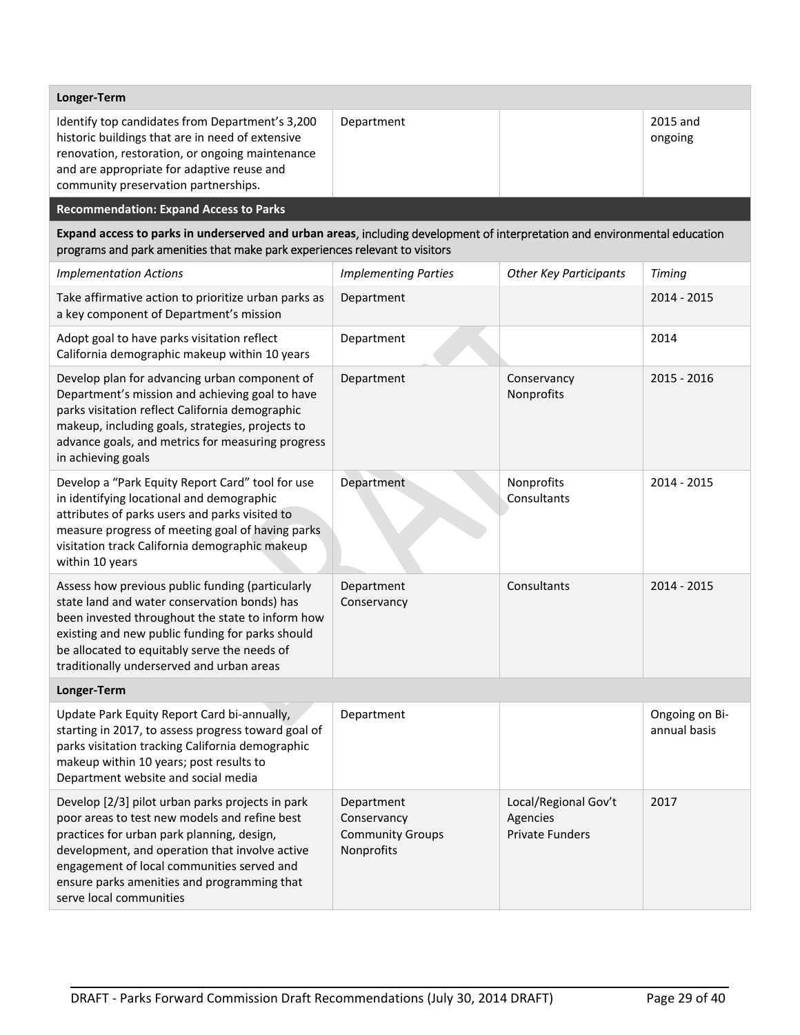| Longer-Term | | | |
|---|---|---|---|
| Identify top candidates from Department's 3,200 historic buildings that are in need of extensive renovation, restoration, or ongoing maintenance and are appropriate for adaptive reuse and community preservation partnerships. | Department | | 2015 and ongoing |

**Recommendation: Expand Access to Parks**

**Expand access to parks in underserved and urban areas**, including development of interpretation and environmental education programs and park amenities that make park experiences relevant to visitors

| *Implementation Actions* | *Implementing Parties* | *Other Key Participants* | *Timing* |
|---|---|---|---|
| Take affirmative action to prioritize urban parks as a key component of Department's mission | Department | | 2014 - 2015 |
| Adopt goal to have parks visitation reflect California demographic makeup within 10 years | Department | | 2014 |
| Develop plan for advancing urban component of Department's mission and achieving goal to have parks visitation reflect California demographic makeup, including goals, strategies, projects to advance goals, and metrics for measuring progress in achieving goals | Department | Conservancy<br>Nonprofits | 2015 - 2016 |
| Develop a "Park Equity Report Card" tool for use in identifying locational and demographic attributes of parks users and parks visited to measure progress of meeting goal of having parks visitation track California demographic makeup within 10 years | Department | Nonprofits<br>Consultants | 2014 - 2015 |
| Assess how previous public funding (particularly state land and water conservation bonds) has been invested throughout the state to inform how existing and new public funding for parks should be allocated to equitably serve the needs of traditionally underserved and urban areas | Department<br>Conservancy | Consultants | 2014 - 2015 |
| **Longer-Term** | | | |
| Update Park Equity Report Card bi-annually, starting in 2017, to assess progress toward goal of parks visitation tracking California demographic makeup within 10 years; post results to Department website and social media | Department | | Ongoing on Bi-annual basis |
| Develop [2/3] pilot urban parks projects in park poor areas to test new models and refine best practices for urban park planning, design, development, and operation that involve active engagement of local communities served and ensure parks amenities and programming that serve local communities | Department<br>Conservancy<br>Community Groups<br>Nonprofits | Local/Regional Gov't Agencies<br>Private Funders | 2017 |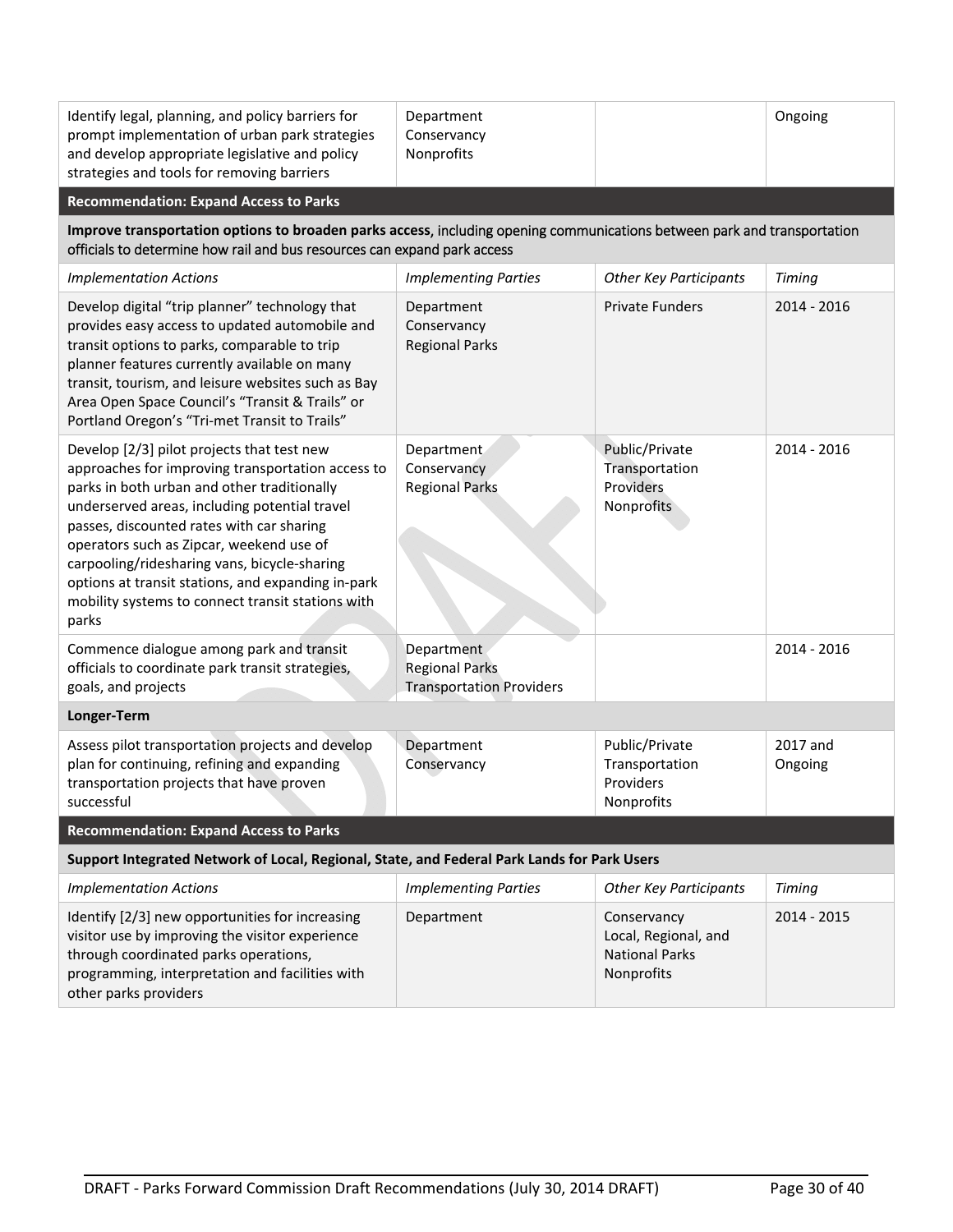| | | | |
|---|---|---|---|
| Identify legal, planning, and policy barriers for prompt implementation of urban park strategies and develop appropriate legislative and policy strategies and tools for removing barriers | Department<br>Conservancy<br>Nonprofits | | Ongoing |
| **Recommendation: Expand Access to Parks** | | | |
| **Improve transportation options to broaden parks access**, including opening communications between park and transportation officials to determine how rail and bus resources can expand park access | | | |
| *Implementation Actions* | *Implementing Parties* | *Other Key Participants* | *Timing* |
| Develop digital "trip planner" technology that provides easy access to updated automobile and transit options to parks, comparable to trip planner features currently available on many transit, tourism, and leisure websites such as Bay Area Open Space Council's "Transit & Trails" or Portland Oregon's "Tri-met Transit to Trails" | Department<br>Conservancy<br>Regional Parks | Private Funders | 2014 - 2016 |
| Develop [2/3] pilot projects that test new approaches for improving transportation access to parks in both urban and other traditionally underserved areas, including potential travel passes, discounted rates with car sharing operators such as Zipcar, weekend use of carpooling/ridesharing vans, bicycle-sharing options at transit stations, and expanding in-park mobility systems to connect transit stations with parks | Department<br>Conservancy<br>Regional Parks | Public/Private Transportation Providers<br>Nonprofits | 2014 - 2016 |
| Commence dialogue among park and transit officials to coordinate park transit strategies, goals, and projects | Department<br>Regional Parks<br>Transportation Providers | | 2014 - 2016 |
| **Longer-Term** | | | |
| Assess pilot transportation projects and develop plan for continuing, refining and expanding transportation projects that have proven successful | Department<br>Conservancy | Public/Private Transportation Providers<br>Nonprofits | 2017 and Ongoing |
| **Recommendation: Expand Access to Parks** | | | |
| **Support Integrated Network of Local, Regional, State, and Federal Park Lands for Park Users** | | | |
| *Implementation Actions* | *Implementing Parties* | *Other Key Participants* | *Timing* |
| Identify [2/3] new opportunities for increasing visitor use by improving the visitor experience through coordinated parks operations, programming, interpretation and facilities with other parks providers | Department | Conservancy<br>Local, Regional, and National Parks<br>Nonprofits | 2014 - 2015 |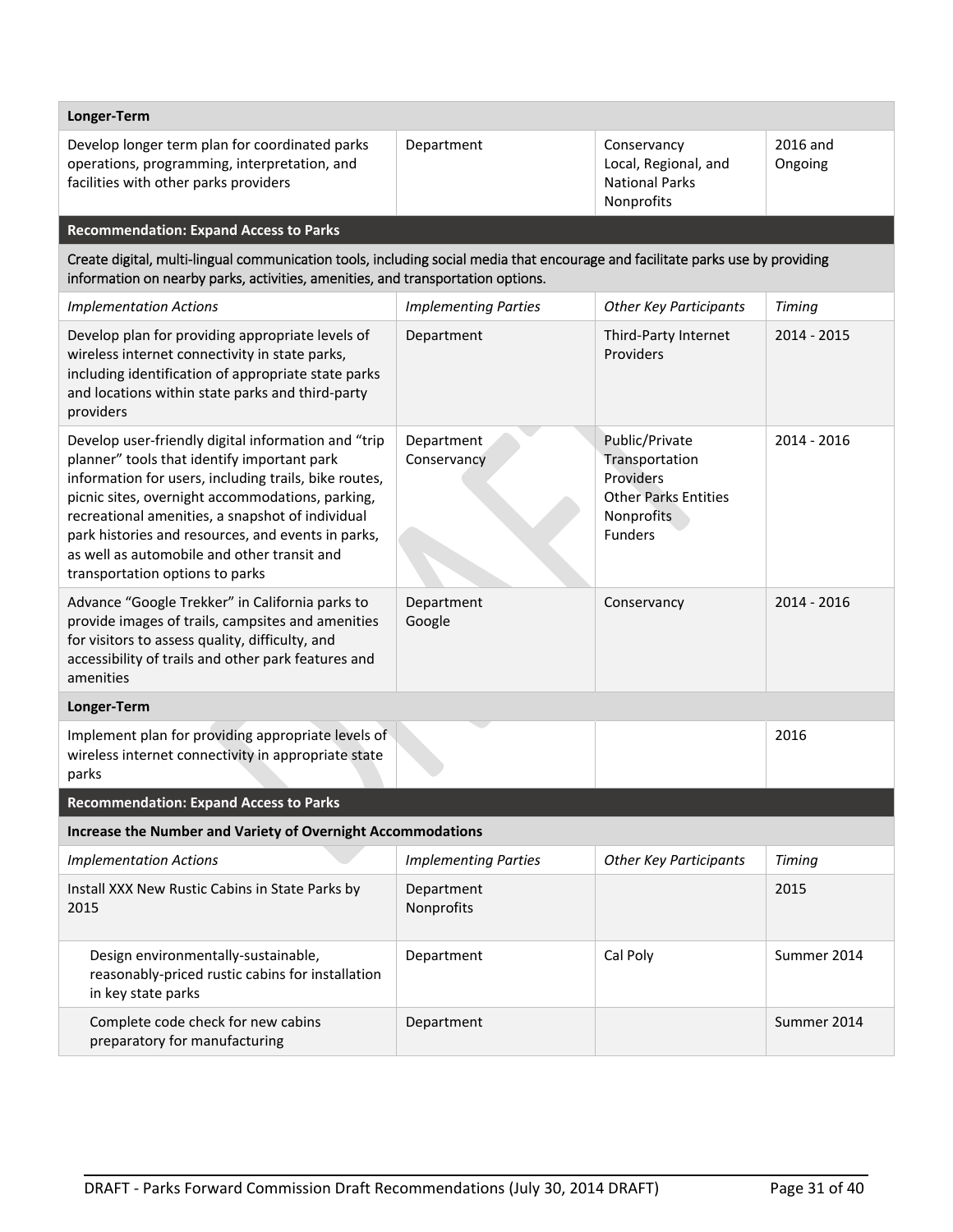| Longer-Term | | | |
|---|---|---|---|
| Develop longer term plan for coordinated parks operations, programming, interpretation, and facilities with other parks providers | Department | Conservancy<br>Local, Regional, and National Parks<br>Nonprofits | 2016 and Ongoing |
| **Recommendation: Expand Access to Parks** | | | |
| Create digital, multi-lingual communication tools, including social media that encourage and facilitate parks use by providing information on nearby parks, activities, amenities, and transportation options. | | | |
| *Implementation Actions* | *Implementing Parties* | *Other Key Participants* | *Timing* |
| Develop plan for providing appropriate levels of wireless internet connectivity in state parks, including identification of appropriate state parks and locations within state parks and third-party providers | Department | Third-Party Internet Providers | 2014 - 2015 |
| Develop user-friendly digital information and "trip planner" tools that identify important park information for users, including trails, bike routes, picnic sites, overnight accommodations, parking, recreational amenities, a snapshot of individual park histories and resources, and events in parks, as well as automobile and other transit and transportation options to parks | Department<br>Conservancy | Public/Private Transportation Providers<br>Other Parks Entities<br>Nonprofits<br>Funders | 2014 - 2016 |
| Advance "Google Trekker" in California parks to provide images of trails, campsites and amenities for visitors to assess quality, difficulty, and accessibility of trails and other park features and amenities | Department<br>Google | Conservancy | 2014 - 2016 |
| **Longer-Term** | | | |
| Implement plan for providing appropriate levels of wireless internet connectivity in appropriate state parks | | | 2016 |
| **Recommendation: Expand Access to Parks** | | | |
| **Increase the Number and Variety of Overnight Accommodations** | | | |
| *Implementation Actions* | *Implementing Parties* | *Other Key Participants* | *Timing* |
| Install XXX New Rustic Cabins in State Parks by 2015 | Department<br>Nonprofits | | 2015 |
| Design environmentally-sustainable, reasonably-priced rustic cabins for installation in key state parks | Department | Cal Poly | Summer 2014 |
| Complete code check for new cabins preparatory for manufacturing | Department | | Summer 2014 |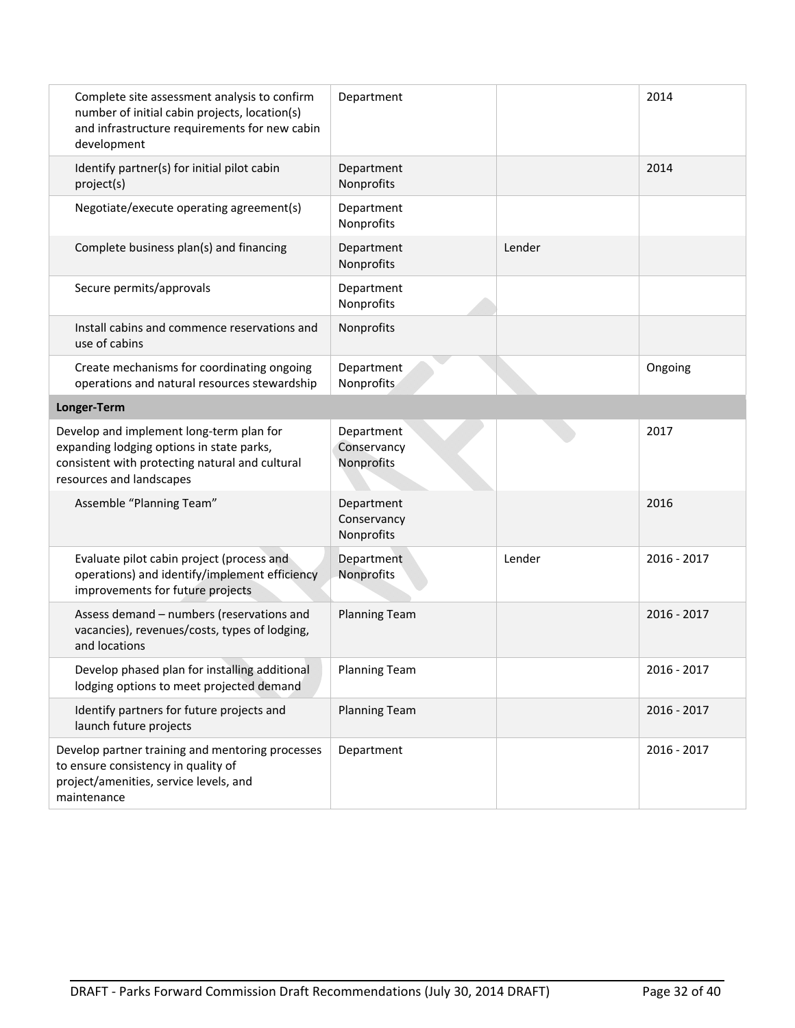| | | | |
|---|---|---|---|
| Complete site assessment analysis to confirm number of initial cabin projects, location(s) and infrastructure requirements for new cabin development | Department | | 2014 |
| Identify partner(s) for initial pilot cabin project(s) | Department<br>Nonprofits | | 2014 |
| Negotiate/execute operating agreement(s) | Department<br>Nonprofits | | |
| Complete business plan(s) and financing | Department<br>Nonprofits | Lender | |
| Secure permits/approvals | Department<br>Nonprofits | | |
| Install cabins and commence reservations and use of cabins | Nonprofits | | |
| Create mechanisms for coordinating ongoing operations and natural resources stewardship | Department<br>Nonprofits | | Ongoing |
| **Longer-Term** | | | |
| Develop and implement long-term plan for expanding lodging options in state parks, consistent with protecting natural and cultural resources and landscapes | Department<br>Conservancy<br>Nonprofits | | 2017 |
| Assemble "Planning Team" | Department<br>Conservancy<br>Nonprofits | | 2016 |
| Evaluate pilot cabin project (process and operations) and identify/implement efficiency improvements for future projects | Department<br>Nonprofits | Lender | 2016 - 2017 |
| Assess demand – numbers (reservations and vacancies), revenues/costs, types of lodging, and locations | Planning Team | | 2016 - 2017 |
| Develop phased plan for installing additional lodging options to meet projected demand | Planning Team | | 2016 - 2017 |
| Identify partners for future projects and launch future projects | Planning Team | | 2016 - 2017 |
| Develop partner training and mentoring processes to ensure consistency in quality of project/amenities, service levels, and maintenance | Department | | 2016 - 2017 |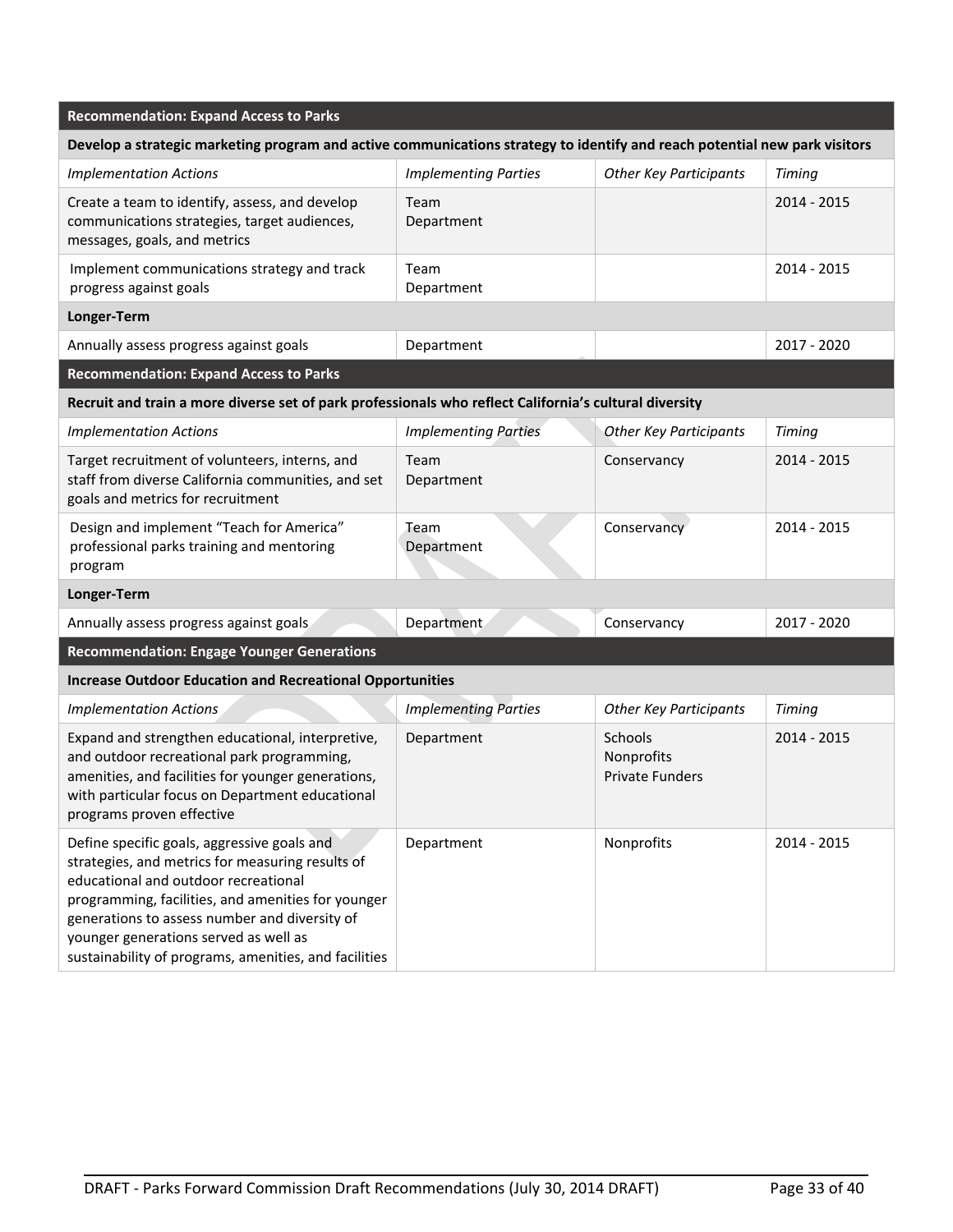| Recommendation: Expand Access to Parks | | | |
|---|---|---|---|
| **Develop a strategic marketing program and active communications strategy to identify and reach potential new park visitors** | | | |
| *Implementation Actions* | *Implementing Parties* | *Other Key Participants* | *Timing* |
| Create a team to identify, assess, and develop communications strategies, target audiences, messages, goals, and metrics | Team<br>Department | | 2014 - 2015 |
| Implement communications strategy and track progress against goals | Team<br>Department | | 2014 - 2015 |
| **Longer-Term** | | | |
| Annually assess progress against goals | Department | | 2017 - 2020 |

| Recommendation: Expand Access to Parks | | | |
|---|---|---|---|
| **Recruit and train a more diverse set of park professionals who reflect California's cultural diversity** | | | |
| *Implementation Actions* | *Implementing Parties* | *Other Key Participants* | *Timing* |
| Target recruitment of volunteers, interns, and staff from diverse California communities, and set goals and metrics for recruitment | Team<br>Department | Conservancy | 2014 - 2015 |
| Design and implement "Teach for America" professional parks training and mentoring program | Team<br>Department | Conservancy | 2014 - 2015 |
| **Longer-Term** | | | |
| Annually assess progress against goals | Department | Conservancy | 2017 - 2020 |

| Recommendation: Engage Younger Generations | | | |
|---|---|---|---|
| **Increase Outdoor Education and Recreational Opportunities** | | | |
| *Implementation Actions* | *Implementing Parties* | *Other Key Participants* | *Timing* |
| Expand and strengthen educational, interpretive, and outdoor recreational park programming, amenities, and facilities for younger generations, with particular focus on Department educational programs proven effective | Department | Schools<br>Nonprofits<br>Private Funders | 2014 - 2015 |
| Define specific goals, aggressive goals and strategies, and metrics for measuring results of educational and outdoor recreational programming, facilities, and amenities for younger generations to assess number and diversity of younger generations served as well as sustainability of programs, amenities, and facilities | Department | Nonprofits | 2014 - 2015 |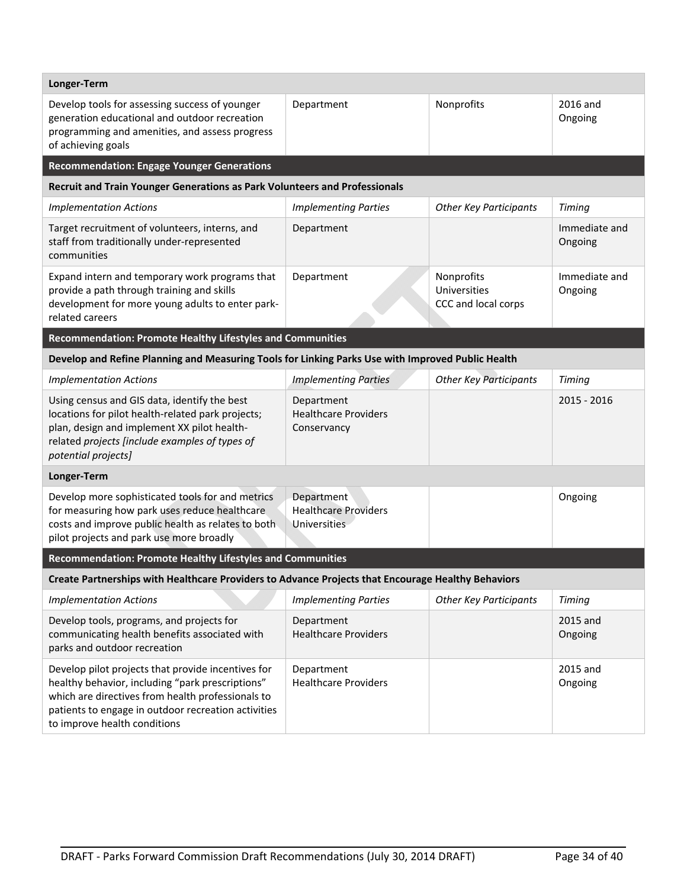| Longer-Term | | | |
|---|---|---|---|
| Develop tools for assessing success of younger generation educational and outdoor recreation programming and amenities, and assess progress of achieving goals | Department | Nonprofits | 2016 and Ongoing |
| **Recommendation: Engage Younger Generations** | | | |
| **Recruit and Train Younger Generations as Park Volunteers and Professionals** | | | |
| *Implementation Actions* | *Implementing Parties* | *Other Key Participants* | *Timing* |
| Target recruitment of volunteers, interns, and staff from traditionally under-represented communities | Department | | Immediate and Ongoing |
| Expand intern and temporary work programs that provide a path through training and skills development for more young adults to enter park-related careers | Department | Nonprofits<br>Universities<br>CCC and local corps | Immediate and Ongoing |
| **Recommendation: Promote Healthy Lifestyles and Communities** | | | |
| **Develop and Refine Planning and Measuring Tools for Linking Parks Use with Improved Public Health** | | | |
| *Implementation Actions* | *Implementing Parties* | *Other Key Participants* | *Timing* |
| Using census and GIS data, identify the best locations for pilot health-related park projects; plan, design and implement XX pilot health-related *projects [include examples of types of potential projects]* | Department<br>Healthcare Providers<br>Conservancy | | 2015 - 2016 |
| **Longer-Term** | | | |
| Develop more sophisticated tools for and metrics for measuring how park uses reduce healthcare costs and improve public health as relates to both pilot projects and park use more broadly | Department<br>Healthcare Providers<br>Universities | | Ongoing |
| **Recommendation: Promote Healthy Lifestyles and Communities** | | | |
| **Create Partnerships with Healthcare Providers to Advance Projects that Encourage Healthy Behaviors** | | | |
| *Implementation Actions* | *Implementing Parties* | *Other Key Participants* | *Timing* |
| Develop tools, programs, and projects for communicating health benefits associated with parks and outdoor recreation | Department<br>Healthcare Providers | | 2015 and Ongoing |
| Develop pilot projects that provide incentives for healthy behavior, including "park prescriptions" which are directives from health professionals to patients to engage in outdoor recreation activities to improve health conditions | Department<br>Healthcare Providers | | 2015 and Ongoing |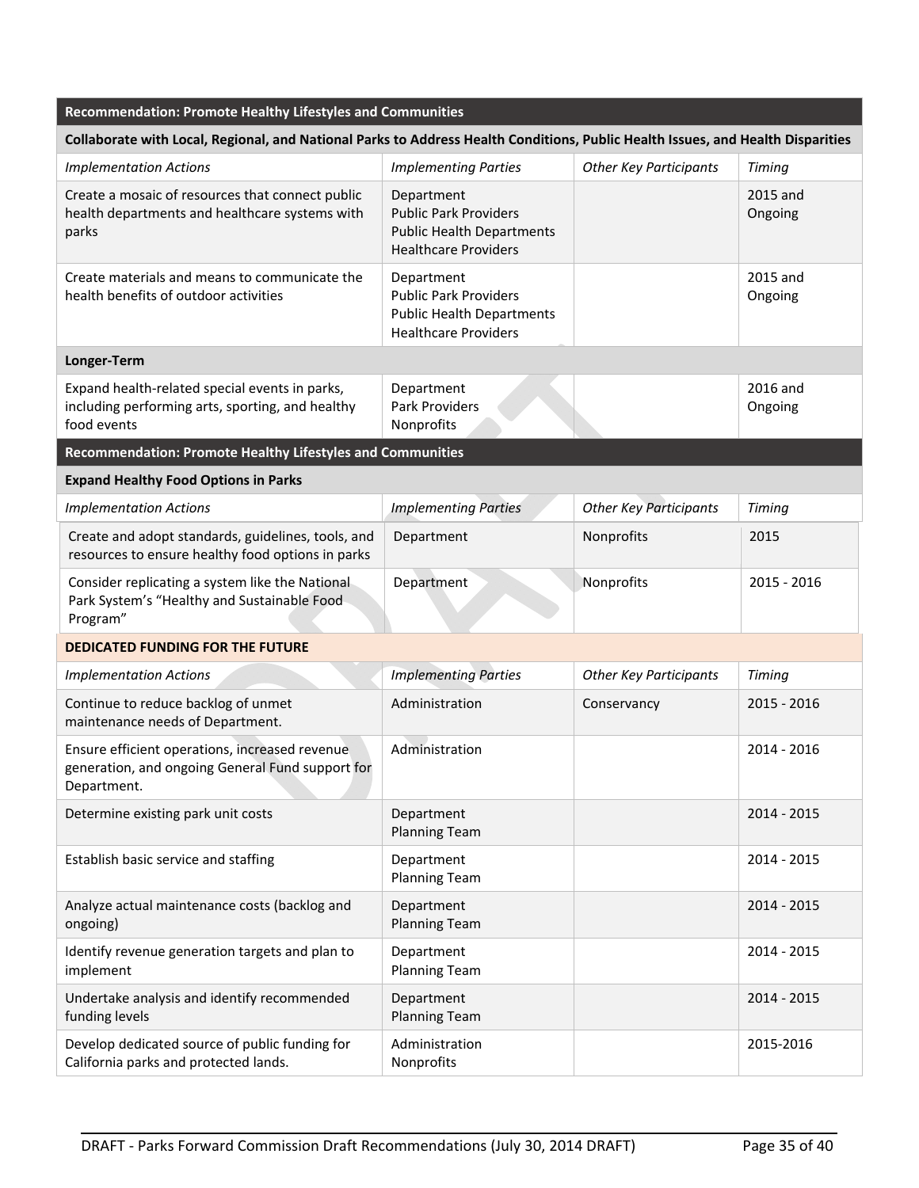| Recommendation: Promote Healthy Lifestyles and Communities | | | |
|---|---|---|---|
| **Collaborate with Local, Regional, and National Parks to Address Health Conditions, Public Health Issues, and Health Disparities** | | | |
| *Implementation Actions* | *Implementing Parties* | *Other Key Participants* | *Timing* |
| Create a mosaic of resources that connect public health departments and healthcare systems with parks | Department<br>Public Park Providers<br>Public Health Departments<br>Healthcare Providers | | 2015 and Ongoing |
| Create materials and means to communicate the health benefits of outdoor activities | Department<br>Public Park Providers<br>Public Health Departments<br>Healthcare Providers | | 2015 and Ongoing |
| **Longer-Term** | | | |
| Expand health-related special events in parks, including performing arts, sporting, and healthy food events | Department<br>Park Providers<br>Nonprofits | | 2016 and Ongoing |

| Recommendation: Promote Healthy Lifestyles and Communities | | | |
|---|---|---|---|
| **Expand Healthy Food Options in Parks** | | | |
| *Implementation Actions* | *Implementing Parties* | *Other Key Participants* | *Timing* |
| Create and adopt standards, guidelines, tools, and resources to ensure healthy food options in parks | Department | Nonprofits | 2015 |
| Consider replicating a system like the National Park System's "Healthy and Sustainable Food Program" | Department | Nonprofits | 2015 - 2016 |

| DEDICATED FUNDING FOR THE FUTURE | | | |
|---|---|---|---|
| *Implementation Actions* | *Implementing Parties* | *Other Key Participants* | *Timing* |
| Continue to reduce backlog of unmet maintenance needs of Department. | Administration | Conservancy | 2015 - 2016 |
| Ensure efficient operations, increased revenue generation, and ongoing General Fund support for Department. | Administration | | 2014 - 2016 |
| Determine existing park unit costs | Department<br>Planning Team | | 2014 - 2015 |
| Establish basic service and staffing | Department<br>Planning Team | | 2014 - 2015 |
| Analyze actual maintenance costs (backlog and ongoing) | Department<br>Planning Team | | 2014 - 2015 |
| Identify revenue generation targets and plan to implement | Department<br>Planning Team | | 2014 - 2015 |
| Undertake analysis and identify recommended funding levels | Department<br>Planning Team | | 2014 - 2015 |
| Develop dedicated source of public funding for California parks and protected lands. | Administration<br>Nonprofits | | 2015-2016 |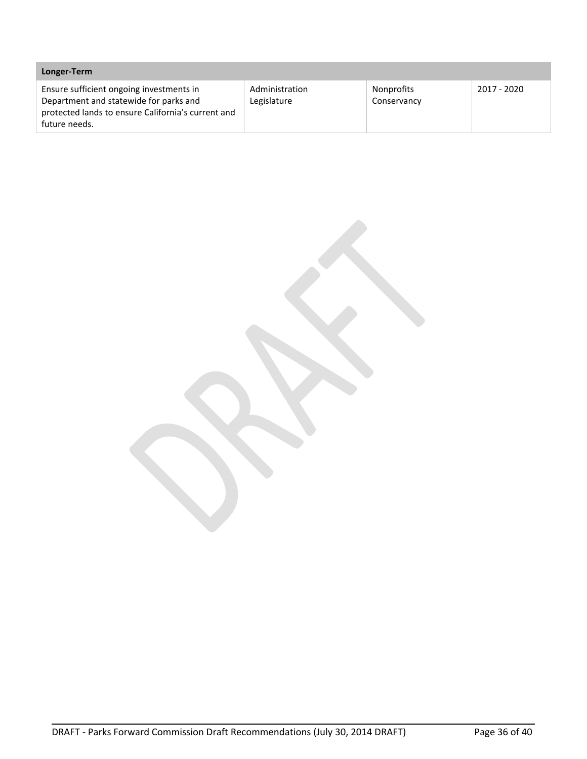| Longer-Term | | | |
|---|---|---|---|
| Ensure sufficient ongoing investments in Department and statewide for parks and protected lands to ensure California's current and future needs. | Administration<br>Legislature | Nonprofits<br>Conservancy | 2017 - 2020 |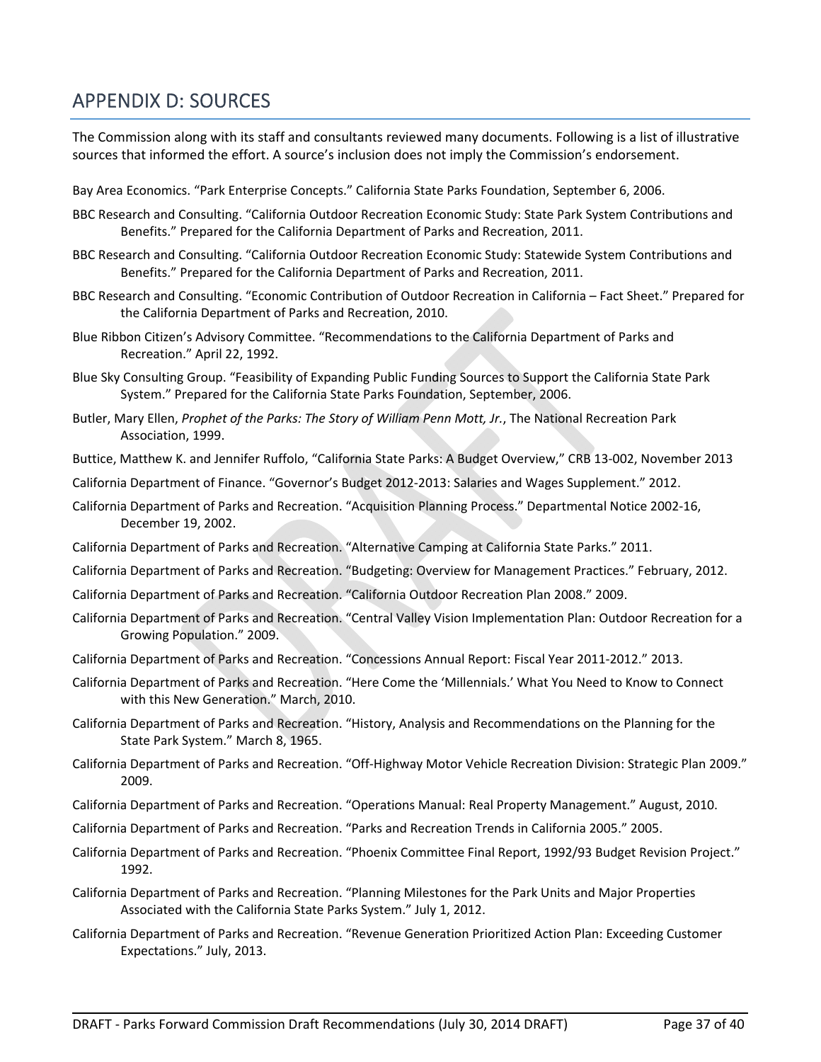## APPENDIX D: SOURCES

The Commission along with its staff and consultants reviewed many documents. Following is a list of illustrative sources that informed the effort. A source's inclusion does not imply the Commission's endorsement.

Bay Area Economics. "Park Enterprise Concepts." California State Parks Foundation, September 6, 2006.

BBC Research and Consulting. "California Outdoor Recreation Economic Study: State Park System Contributions and Benefits." Prepared for the California Department of Parks and Recreation, 2011.

BBC Research and Consulting. "California Outdoor Recreation Economic Study: Statewide System Contributions and Benefits." Prepared for the California Department of Parks and Recreation, 2011.

BBC Research and Consulting. "Economic Contribution of Outdoor Recreation in California – Fact Sheet." Prepared for the California Department of Parks and Recreation, 2010.

Blue Ribbon Citizen's Advisory Committee. "Recommendations to the California Department of Parks and Recreation." April 22, 1992.

Blue Sky Consulting Group. "Feasibility of Expanding Public Funding Sources to Support the California State Park System." Prepared for the California State Parks Foundation, September, 2006.

Butler, Mary Ellen, *Prophet of the Parks: The Story of William Penn Mott, Jr.*, The National Recreation Park Association, 1999.

Buttice, Matthew K. and Jennifer Ruffolo, "California State Parks: A Budget Overview," CRB 13-002, November 2013

California Department of Finance. "Governor's Budget 2012-2013: Salaries and Wages Supplement." 2012.

California Department of Parks and Recreation. "Acquisition Planning Process." Departmental Notice 2002-16, December 19, 2002.

California Department of Parks and Recreation. "Alternative Camping at California State Parks." 2011.

California Department of Parks and Recreation. "Budgeting: Overview for Management Practices." February, 2012.

California Department of Parks and Recreation. "California Outdoor Recreation Plan 2008." 2009.

California Department of Parks and Recreation. "Central Valley Vision Implementation Plan: Outdoor Recreation for a Growing Population." 2009.

California Department of Parks and Recreation. "Concessions Annual Report: Fiscal Year 2011-2012." 2013.

California Department of Parks and Recreation. "Here Come the 'Millennials.' What You Need to Know to Connect with this New Generation." March, 2010.

California Department of Parks and Recreation. "History, Analysis and Recommendations on the Planning for the State Park System." March 8, 1965.

California Department of Parks and Recreation. "Off-Highway Motor Vehicle Recreation Division: Strategic Plan 2009." 2009.

California Department of Parks and Recreation. "Operations Manual: Real Property Management." August, 2010.

California Department of Parks and Recreation. "Parks and Recreation Trends in California 2005." 2005.

California Department of Parks and Recreation. "Phoenix Committee Final Report, 1992/93 Budget Revision Project." 1992.

California Department of Parks and Recreation. "Planning Milestones for the Park Units and Major Properties Associated with the California State Parks System." July 1, 2012.

California Department of Parks and Recreation. "Revenue Generation Prioritized Action Plan: Exceeding Customer Expectations." July, 2013.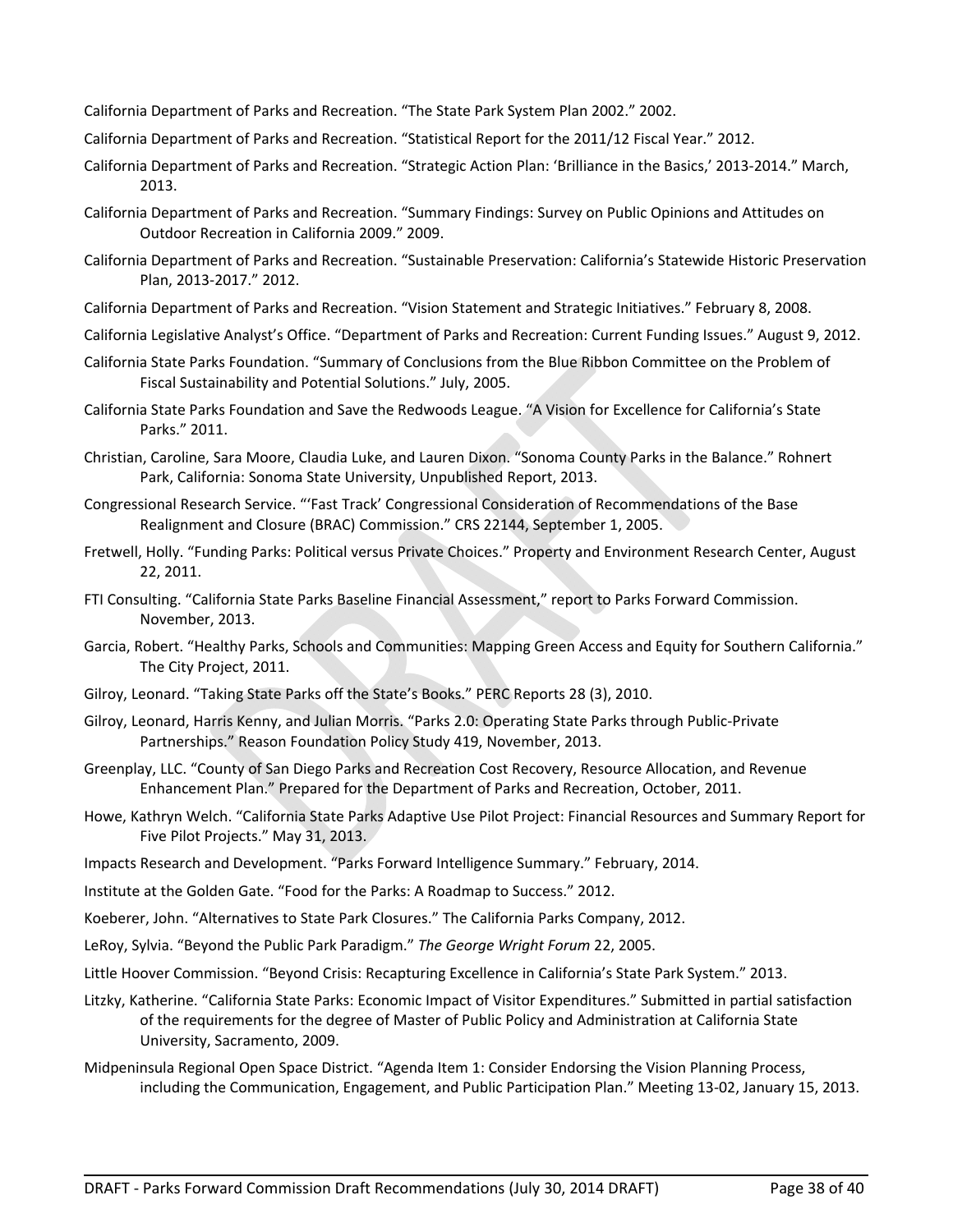California Department of Parks and Recreation. "The State Park System Plan 2002." 2002.

California Department of Parks and Recreation. "Statistical Report for the 2011/12 Fiscal Year." 2012.

California Department of Parks and Recreation. "Strategic Action Plan: 'Brilliance in the Basics,' 2013-2014." March, 2013.

California Department of Parks and Recreation. "Summary Findings: Survey on Public Opinions and Attitudes on Outdoor Recreation in California 2009." 2009.

California Department of Parks and Recreation. "Sustainable Preservation: California's Statewide Historic Preservation Plan, 2013-2017." 2012.

California Department of Parks and Recreation. "Vision Statement and Strategic Initiatives." February 8, 2008.

California Legislative Analyst's Office. "Department of Parks and Recreation: Current Funding Issues." August 9, 2012.

California State Parks Foundation. "Summary of Conclusions from the Blue Ribbon Committee on the Problem of Fiscal Sustainability and Potential Solutions." July, 2005.

California State Parks Foundation and Save the Redwoods League. "A Vision for Excellence for California's State Parks." 2011.

Christian, Caroline, Sara Moore, Claudia Luke, and Lauren Dixon. "Sonoma County Parks in the Balance." Rohnert Park, California: Sonoma State University, Unpublished Report, 2013.

Congressional Research Service. "'Fast Track' Congressional Consideration of Recommendations of the Base Realignment and Closure (BRAC) Commission." CRS 22144, September 1, 2005.

Fretwell, Holly. "Funding Parks: Political versus Private Choices." Property and Environment Research Center, August 22, 2011.

FTI Consulting. "California State Parks Baseline Financial Assessment," report to Parks Forward Commission. November, 2013.

Garcia, Robert. "Healthy Parks, Schools and Communities: Mapping Green Access and Equity for Southern California." The City Project, 2011.

Gilroy, Leonard. "Taking State Parks off the State's Books." PERC Reports 28 (3), 2010.

Gilroy, Leonard, Harris Kenny, and Julian Morris. "Parks 2.0: Operating State Parks through Public-Private Partnerships." Reason Foundation Policy Study 419, November, 2013.

Greenplay, LLC. "County of San Diego Parks and Recreation Cost Recovery, Resource Allocation, and Revenue Enhancement Plan." Prepared for the Department of Parks and Recreation, October, 2011.

Howe, Kathryn Welch. "California State Parks Adaptive Use Pilot Project: Financial Resources and Summary Report for Five Pilot Projects." May 31, 2013.

Impacts Research and Development. "Parks Forward Intelligence Summary." February, 2014.

Institute at the Golden Gate. "Food for the Parks: A Roadmap to Success." 2012.

Koeberer, John. "Alternatives to State Park Closures." The California Parks Company, 2012.

LeRoy, Sylvia. "Beyond the Public Park Paradigm." *The George Wright Forum* 22, 2005.

Little Hoover Commission. "Beyond Crisis: Recapturing Excellence in California's State Park System." 2013.

Litzky, Katherine. "California State Parks: Economic Impact of Visitor Expenditures." Submitted in partial satisfaction of the requirements for the degree of Master of Public Policy and Administration at California State University, Sacramento, 2009.

Midpeninsula Regional Open Space District. "Agenda Item 1: Consider Endorsing the Vision Planning Process, including the Communication, Engagement, and Public Participation Plan." Meeting 13-02, January 15, 2013.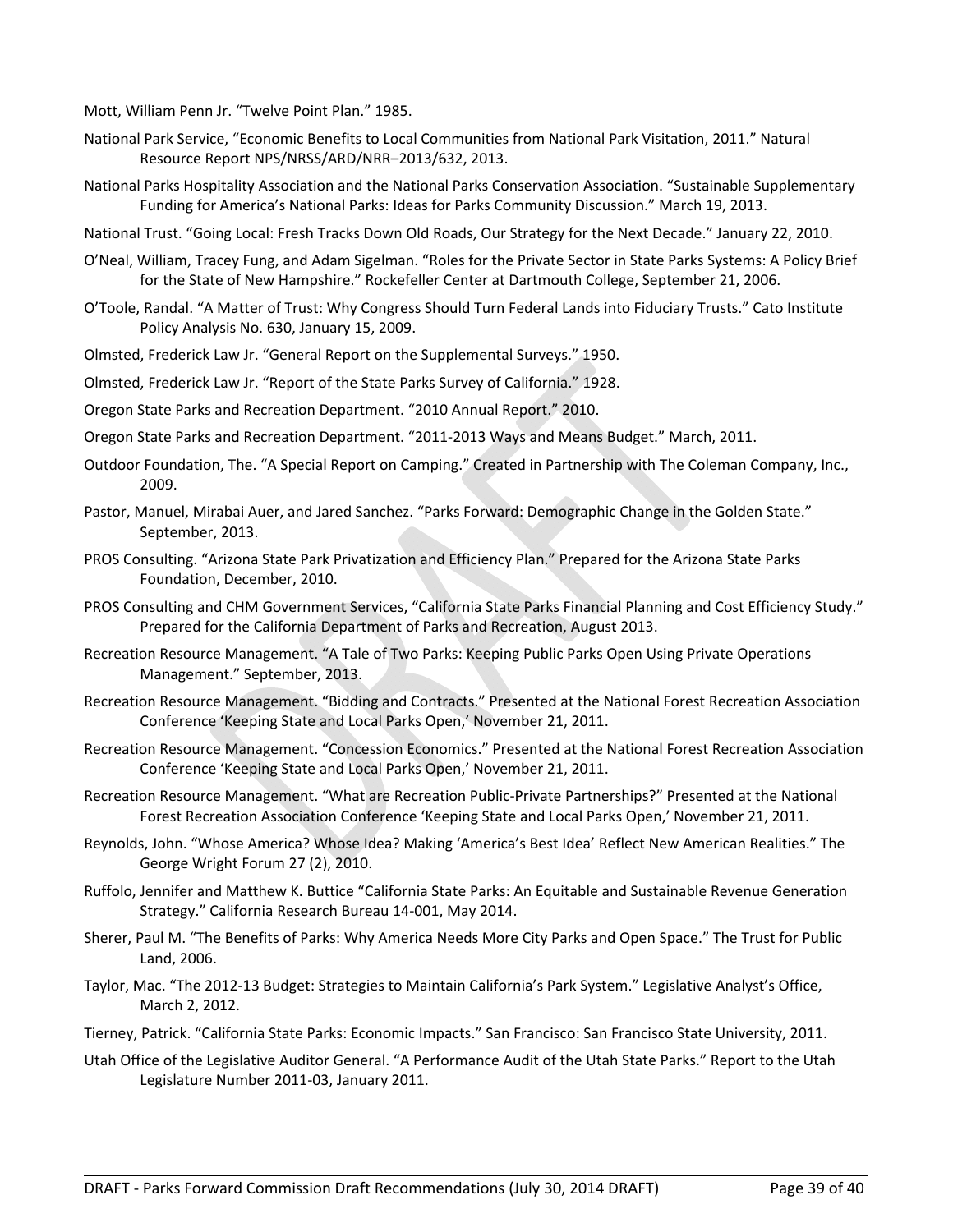Mott, William Penn Jr. "Twelve Point Plan." 1985.

National Park Service, "Economic Benefits to Local Communities from National Park Visitation, 2011." Natural Resource Report NPS/NRSS/ARD/NRR–2013/632, 2013.

National Parks Hospitality Association and the National Parks Conservation Association. "Sustainable Supplementary Funding for America's National Parks: Ideas for Parks Community Discussion." March 19, 2013.

National Trust. "Going Local: Fresh Tracks Down Old Roads, Our Strategy for the Next Decade." January 22, 2010.

O'Neal, William, Tracey Fung, and Adam Sigelman. "Roles for the Private Sector in State Parks Systems: A Policy Brief for the State of New Hampshire." Rockefeller Center at Dartmouth College, September 21, 2006.

O'Toole, Randal. "A Matter of Trust: Why Congress Should Turn Federal Lands into Fiduciary Trusts." Cato Institute Policy Analysis No. 630, January 15, 2009.

Olmsted, Frederick Law Jr. "General Report on the Supplemental Surveys." 1950.

Olmsted, Frederick Law Jr. "Report of the State Parks Survey of California." 1928.

Oregon State Parks and Recreation Department. "2010 Annual Report." 2010.

Oregon State Parks and Recreation Department. "2011-2013 Ways and Means Budget." March, 2011.

Outdoor Foundation, The. "A Special Report on Camping." Created in Partnership with The Coleman Company, Inc., 2009.

Pastor, Manuel, Mirabai Auer, and Jared Sanchez. "Parks Forward: Demographic Change in the Golden State." September, 2013.

PROS Consulting. "Arizona State Park Privatization and Efficiency Plan." Prepared for the Arizona State Parks Foundation, December, 2010.

PROS Consulting and CHM Government Services, "California State Parks Financial Planning and Cost Efficiency Study." Prepared for the California Department of Parks and Recreation, August 2013.

Recreation Resource Management. "A Tale of Two Parks: Keeping Public Parks Open Using Private Operations Management." September, 2013.

Recreation Resource Management. "Bidding and Contracts." Presented at the National Forest Recreation Association Conference 'Keeping State and Local Parks Open,' November 21, 2011.

Recreation Resource Management. "Concession Economics." Presented at the National Forest Recreation Association Conference 'Keeping State and Local Parks Open,' November 21, 2011.

Recreation Resource Management. "What are Recreation Public-Private Partnerships?" Presented at the National Forest Recreation Association Conference 'Keeping State and Local Parks Open,' November 21, 2011.

Reynolds, John. "Whose America? Whose Idea? Making 'America's Best Idea' Reflect New American Realities." The George Wright Forum 27 (2), 2010.

Ruffolo, Jennifer and Matthew K. Buttice "California State Parks: An Equitable and Sustainable Revenue Generation Strategy." California Research Bureau 14-001, May 2014.

Sherer, Paul M. "The Benefits of Parks: Why America Needs More City Parks and Open Space." The Trust for Public Land, 2006.

Taylor, Mac. "The 2012-13 Budget: Strategies to Maintain California's Park System." Legislative Analyst's Office, March 2, 2012.

Tierney, Patrick. "California State Parks: Economic Impacts." San Francisco: San Francisco State University, 2011.

Utah Office of the Legislative Auditor General. "A Performance Audit of the Utah State Parks." Report to the Utah Legislature Number 2011-03, January 2011.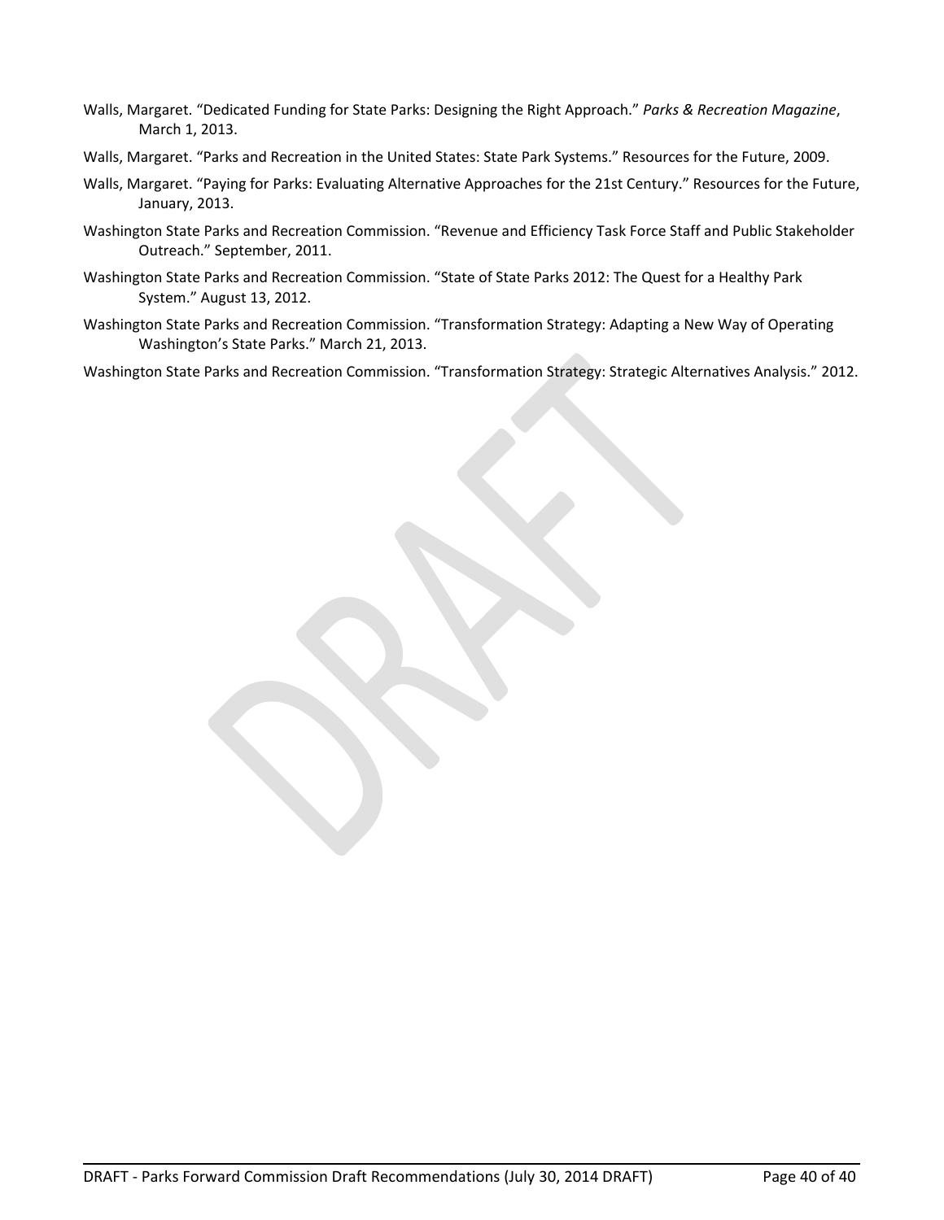Walls, Margaret. "Dedicated Funding for State Parks: Designing the Right Approach." *Parks & Recreation Magazine*, March 1, 2013.

Walls, Margaret. "Parks and Recreation in the United States: State Park Systems." Resources for the Future, 2009.

Walls, Margaret. "Paying for Parks: Evaluating Alternative Approaches for the 21st Century." Resources for the Future, January, 2013.

Washington State Parks and Recreation Commission. "Revenue and Efficiency Task Force Staff and Public Stakeholder Outreach." September, 2011.

Washington State Parks and Recreation Commission. "State of State Parks 2012: The Quest for a Healthy Park System." August 13, 2012.

Washington State Parks and Recreation Commission. "Transformation Strategy: Adapting a New Way of Operating Washington's State Parks." March 21, 2013.

Washington State Parks and Recreation Commission. "Transformation Strategy: Strategic Alternatives Analysis." 2012.